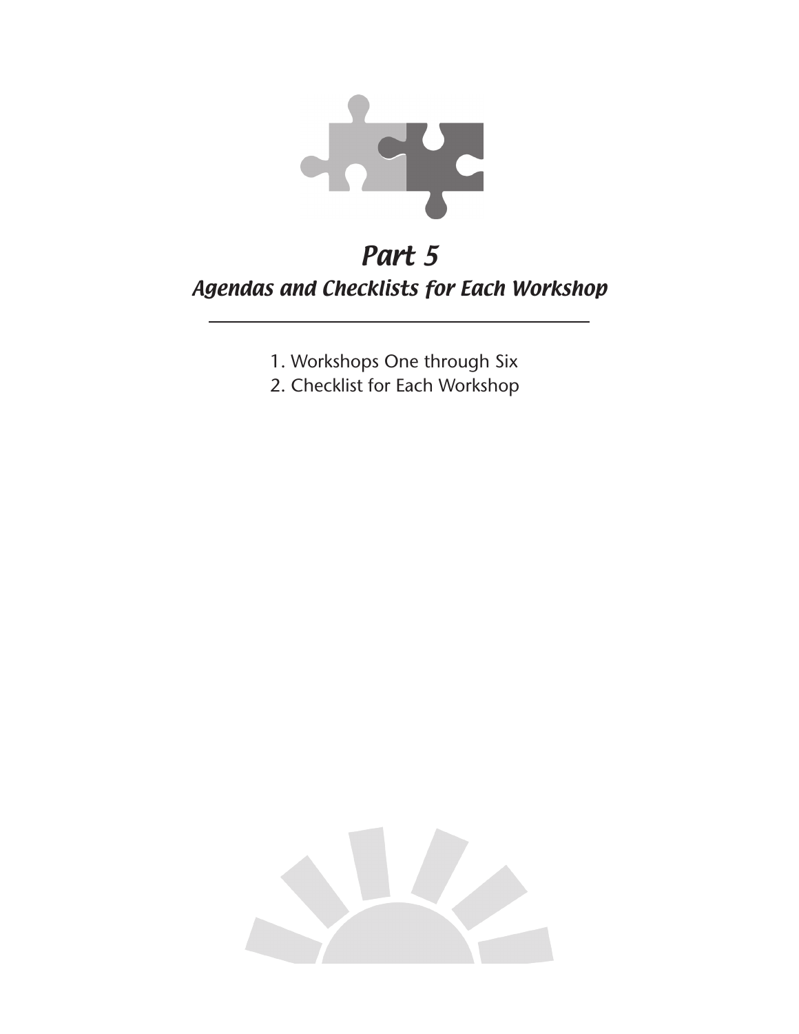# Part 5
## Agendas and Checklists for Each Workshop

1. Workshops One through Six
2. Checklist for Each Workshop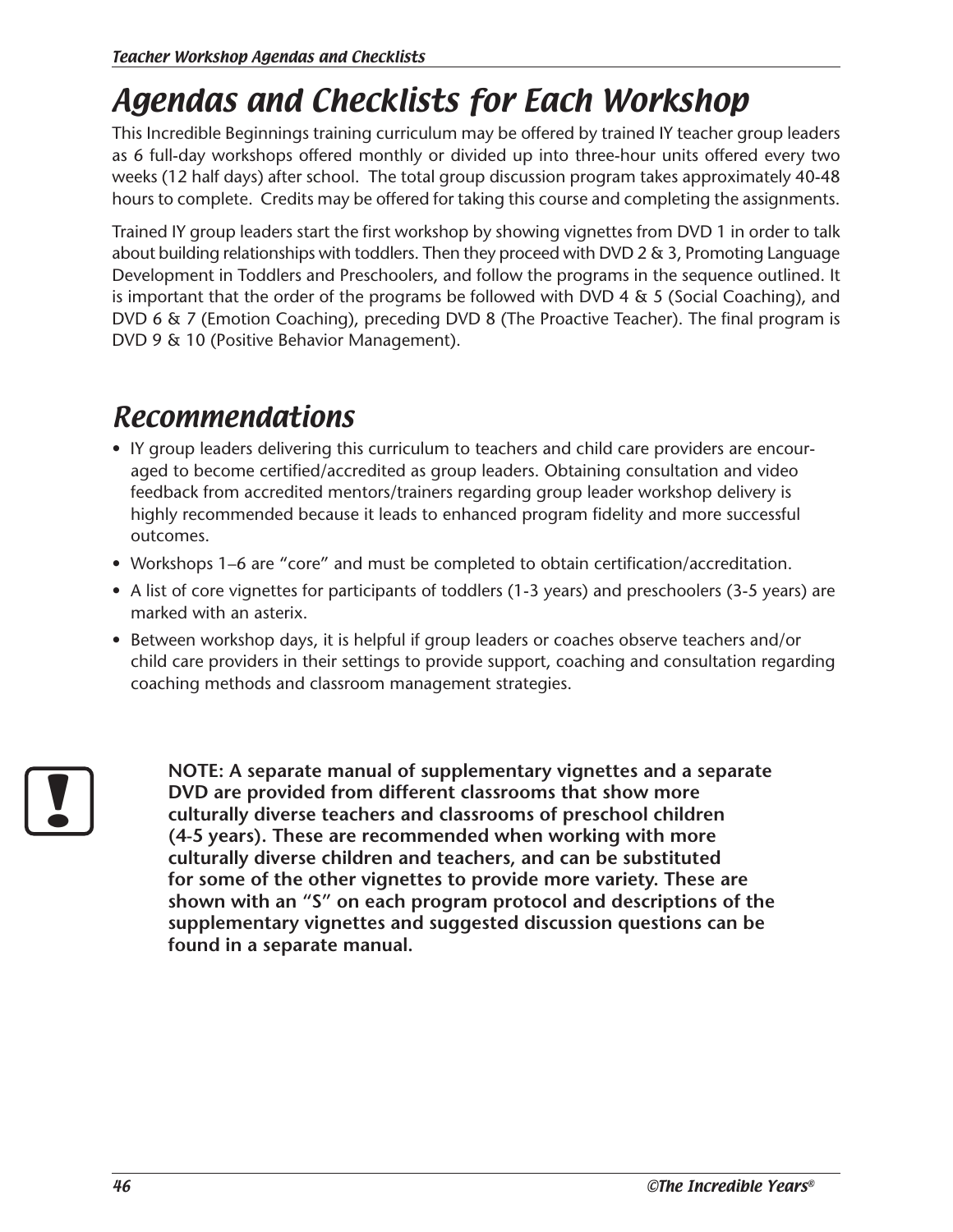# Agendas and Checklists for Each Workshop

This Incredible Beginnings training curriculum may be offered by trained IY teacher group leaders as 6 full-day workshops offered monthly or divided up into three-hour units offered every two weeks (12 half days) after school. The total group discussion program takes approximately 40-48 hours to complete. Credits may be offered for taking this course and completing the assignments.

Trained IY group leaders start the first workshop by showing vignettes from DVD 1 in order to talk about building relationships with toddlers. Then they proceed with DVD 2 & 3, Promoting Language Development in Toddlers and Preschoolers, and follow the programs in the sequence outlined. It is important that the order of the programs be followed with DVD 4 & 5 (Social Coaching), and DVD 6 & 7 (Emotion Coaching), preceding DVD 8 (The Proactive Teacher). The final program is DVD 9 & 10 (Positive Behavior Management).

## Recommendations

- IY group leaders delivering this curriculum to teachers and child care providers are encouraged to become certified/accredited as group leaders. Obtaining consultation and video feedback from accredited mentors/trainers regarding group leader workshop delivery is highly recommended because it leads to enhanced program fidelity and more successful outcomes.
- Workshops 1–6 are "core" and must be completed to obtain certification/accreditation.
- A list of core vignettes for participants of toddlers (1-3 years) and preschoolers (3-5 years) are marked with an asterix.
- Between workshop days, it is helpful if group leaders or coaches observe teachers and/or child care providers in their settings to provide support, coaching and consultation regarding coaching methods and classroom management strategies.

**NOTE: A separate manual of supplementary vignettes and a separate DVD are provided from different classrooms that show more culturally diverse teachers and classrooms of preschool children (4-5 years). These are recommended when working with more culturally diverse children and teachers, and can be substituted for some of the other vignettes to provide more variety. These are shown with an "S" on each program protocol and descriptions of the supplementary vignettes and suggested discussion questions can be found in a separate manual.**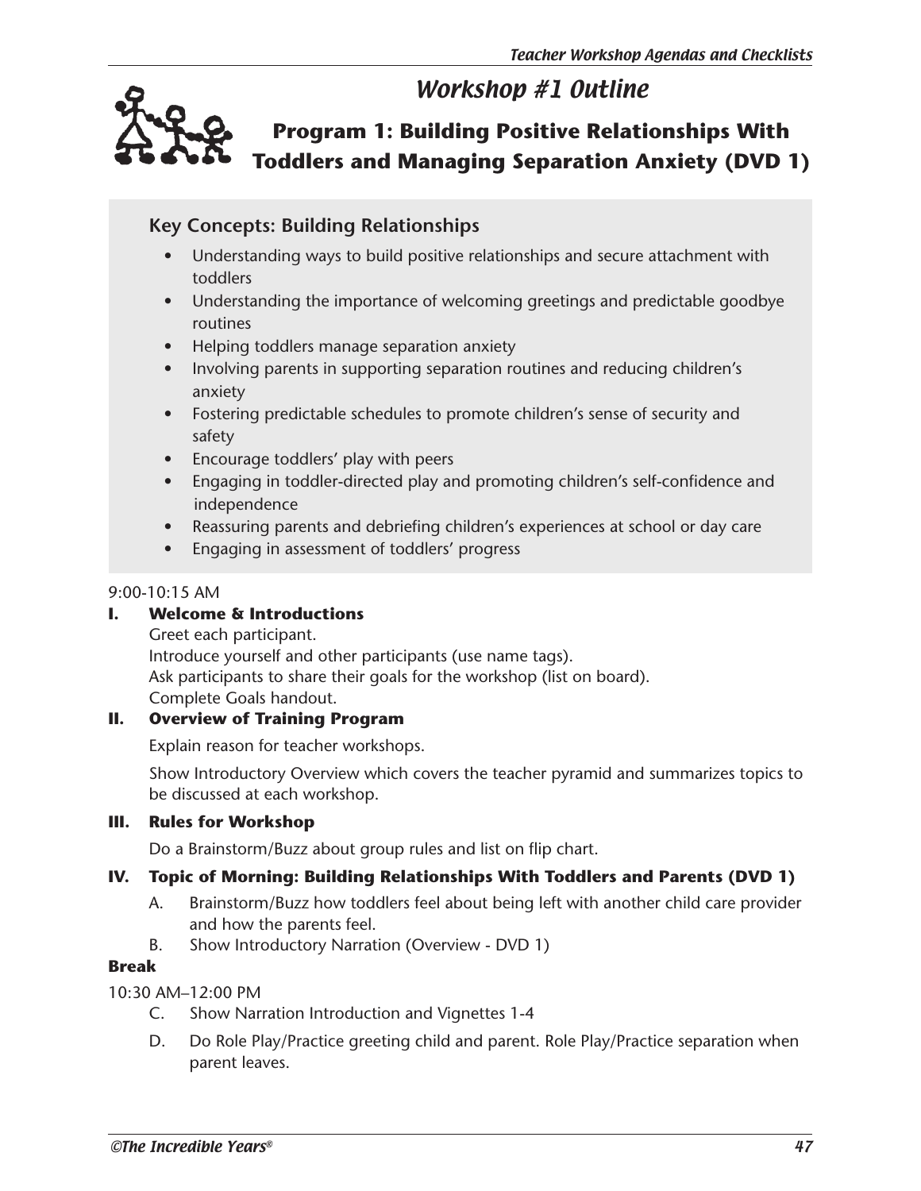# Workshop #1 Outline

## Program 1: Building Positive Relationships With Toddlers and Managing Separation Anxiety (DVD 1)

### Key Concepts: Building Relationships

- Understanding ways to build positive relationships and secure attachment with toddlers
- Understanding the importance of welcoming greetings and predictable goodbye routines
- Helping toddlers manage separation anxiety
- Involving parents in supporting separation routines and reducing children's anxiety
- Fostering predictable schedules to promote children's sense of security and safety
- Encourage toddlers' play with peers
- Engaging in toddler-directed play and promoting children's self-confidence and independence
- Reassuring parents and debriefing children's experiences at school or day care
- Engaging in assessment of toddlers' progress

9:00-10:15 AM

**I. Welcome & Introductions**

Greet each participant.
Introduce yourself and other participants (use name tags).
Ask participants to share their goals for the workshop (list on board).
Complete Goals handout.

**II. Overview of Training Program**

Explain reason for teacher workshops.

Show Introductory Overview which covers the teacher pyramid and summarizes topics to be discussed at each workshop.

**III. Rules for Workshop**

Do a Brainstorm/Buzz about group rules and list on flip chart.

**IV. Topic of Morning: Building Relationships With Toddlers and Parents (DVD 1)**

A. Brainstorm/Buzz how toddlers feel about being left with another child care provider and how the parents feel.

B. Show Introductory Narration (Overview - DVD 1)

**Break**

10:30 AM–12:00 PM

C. Show Narration Introduction and Vignettes 1-4

D. Do Role Play/Practice greeting child and parent. Role Play/Practice separation when parent leaves.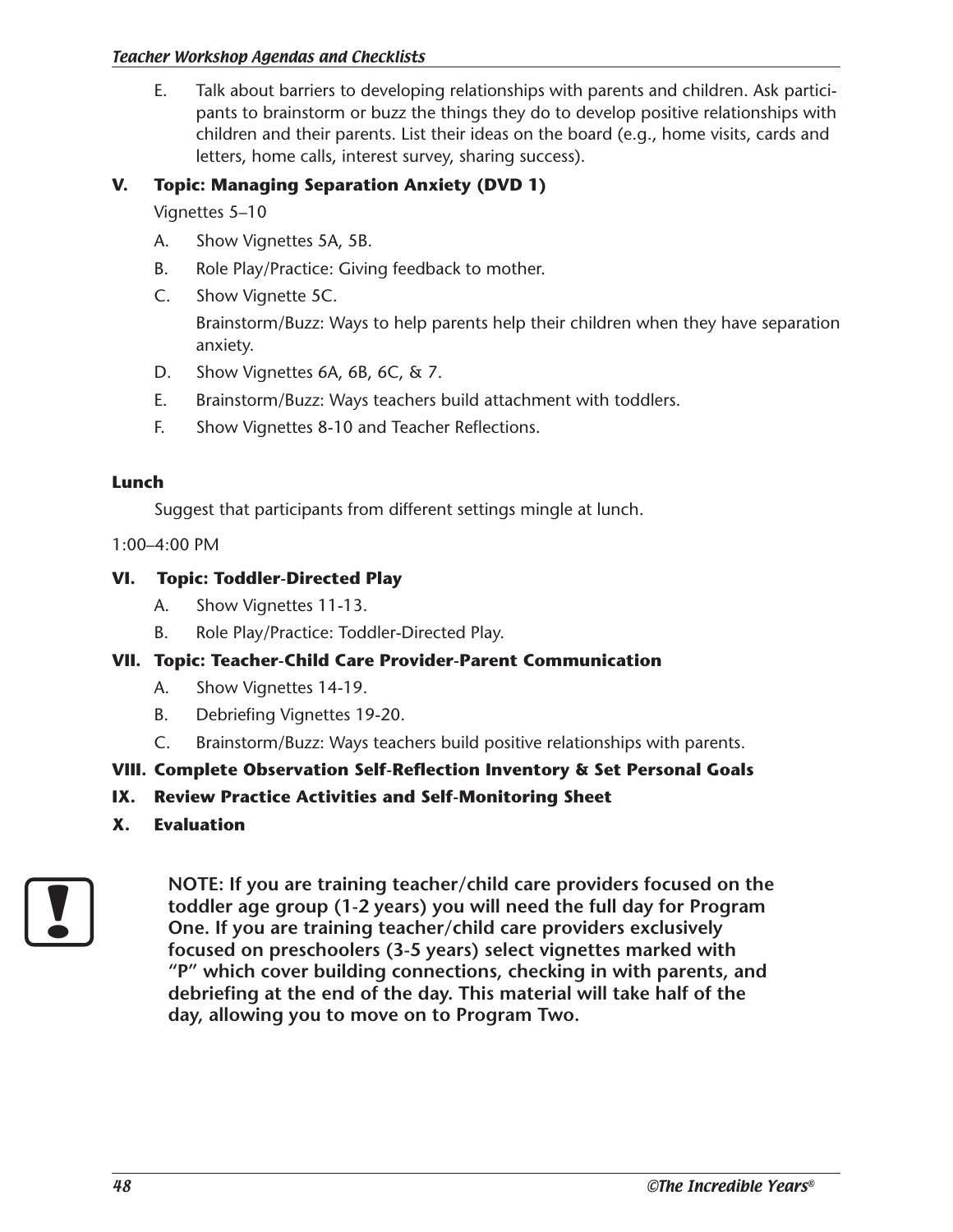E. Talk about barriers to developing relationships with parents and children. Ask participants to brainstorm or buzz the things they do to develop positive relationships with children and their parents. List their ideas on the board (e.g., home visits, cards and letters, home calls, interest survey, sharing success).

### V. Topic: Managing Separation Anxiety (DVD 1)

Vignettes 5–10

A. Show Vignettes 5A, 5B.

B. Role Play/Practice: Giving feedback to mother.

C. Show Vignette 5C.

Brainstorm/Buzz: Ways to help parents help their children when they have separation anxiety.

D. Show Vignettes 6A, 6B, 6C, & 7.

E. Brainstorm/Buzz: Ways teachers build attachment with toddlers.

F. Show Vignettes 8-10 and Teacher Reflections.

**Lunch**

Suggest that participants from different settings mingle at lunch.

1:00–4:00 PM

### VI. Topic: Toddler-Directed Play

A. Show Vignettes 11-13.

B. Role Play/Practice: Toddler-Directed Play.

### VII. Topic: Teacher-Child Care Provider-Parent Communication

A. Show Vignettes 14-19.

B. Debriefing Vignettes 19-20.

C. Brainstorm/Buzz: Ways teachers build positive relationships with parents.

### VIII. Complete Observation Self-Reflection Inventory & Set Personal Goals

### IX. Review Practice Activities and Self-Monitoring Sheet

### X. Evaluation

**NOTE: If you are training teacher/child care providers focused on the toddler age group (1-2 years) you will need the full day for Program One. If you are training teacher/child care providers exclusively focused on preschoolers (3-5 years) select vignettes marked with "P" which cover building connections, checking in with parents, and debriefing at the end of the day. This material will take half of the day, allowing you to move on to Program Two.**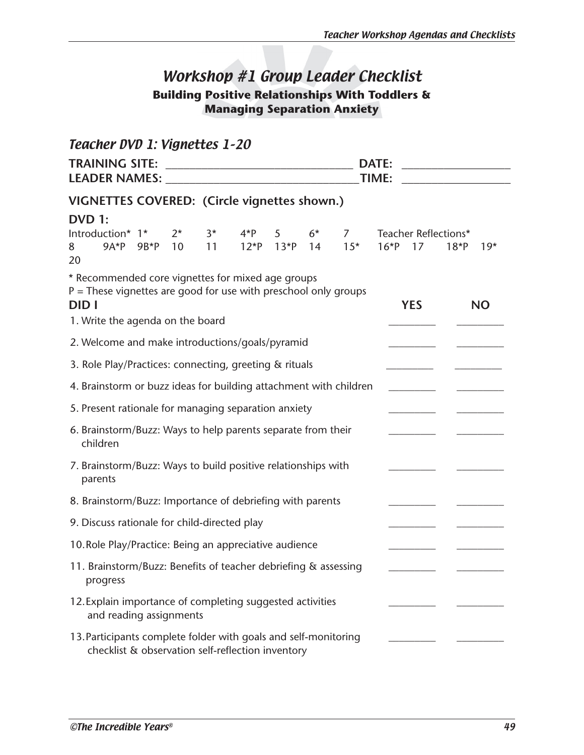# *Workshop #1 Group Leader Checklist*

**Building Positive Relationships With Toddlers & Managing Separation Anxiety**

## *Teacher DVD 1: Vignettes 1-20*

**TRAINING SITE:** ______________________________ **DATE:** ________________
**LEADER NAMES:** ______________________________ **TIME:** ________________

### VIGNETTES COVERED: (Circle vignettes shown.)

**DVD 1:**

Introduction* 1* 2* 3* 4*P 5 6* 7 Teacher Reflections*
8 9A*P 9B*P 10 11 12*P 13*P 14 15* 16*P 17 18*P 19*
20

* Recommended core vignettes for mixed age groups
P = These vignettes are good for use with preschool only groups

| DID I | YES | NO |
|---|---|---|
| 1. Write the agenda on the board | ________ | ________ |
| 2. Welcome and make introductions/goals/pyramid | ________ | ________ |
| 3. Role Play/Practices: connecting, greeting & rituals | ________ | ________ |
| 4. Brainstorm or buzz ideas for building attachment with children | ________ | ________ |
| 5. Present rationale for managing separation anxiety | ________ | ________ |
| 6. Brainstorm/Buzz: Ways to help parents separate from their children | ________ | ________ |
| 7. Brainstorm/Buzz: Ways to build positive relationships with parents | ________ | ________ |
| 8. Brainstorm/Buzz: Importance of debriefing with parents | ________ | ________ |
| 9. Discuss rationale for child-directed play | ________ | ________ |
| 10. Role Play/Practice: Being an appreciative audience | ________ | ________ |
| 11. Brainstorm/Buzz: Benefits of teacher debriefing & assessing progress | ________ | ________ |
| 12. Explain importance of completing suggested activities and reading assignments | ________ | ________ |
| 13. Participants complete folder with goals and self-monitoring checklist & observation self-reflection inventory | ________ | ________ |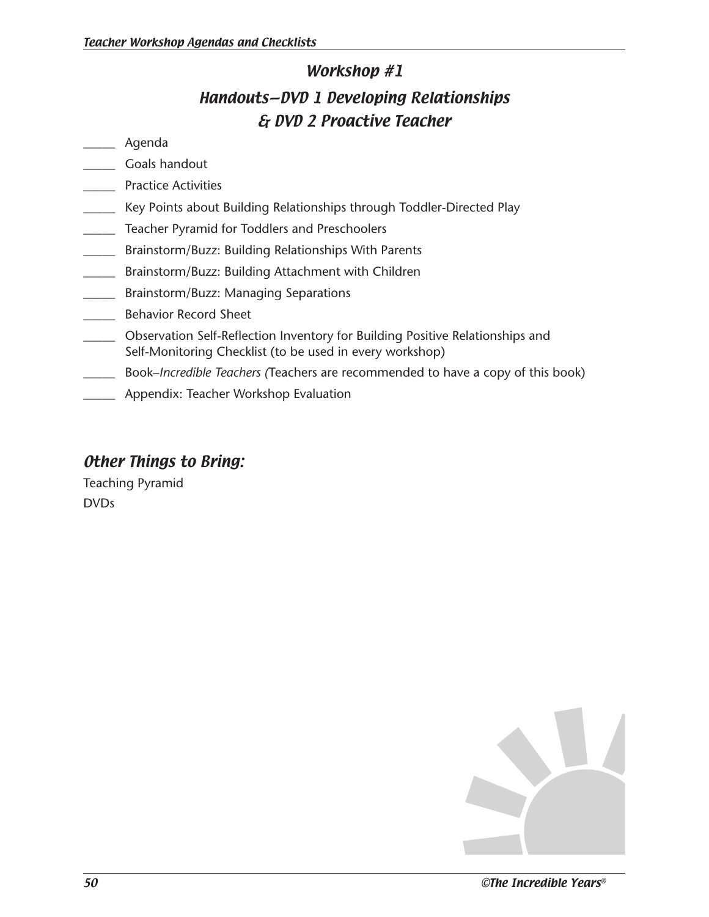## Workshop #1

## Handouts—DVD 1 Developing Relationships & DVD 2 Proactive Teacher

_____ Agenda

_____ Goals handout

_____ Practice Activities

_____ Key Points about Building Relationships through Toddler-Directed Play

_____ Teacher Pyramid for Toddlers and Preschoolers

_____ Brainstorm/Buzz: Building Relationships With Parents

_____ Brainstorm/Buzz: Building Attachment with Children

_____ Brainstorm/Buzz: Managing Separations

_____ Behavior Record Sheet

_____ Observation Self-Reflection Inventory for Building Positive Relationships and Self-Monitoring Checklist (to be used in every workshop)

_____ Book–*Incredible Teachers (*Teachers are recommended to have a copy of this book)

_____ Appendix: Teacher Workshop Evaluation

### *Other Things to Bring:*

Teaching Pyramid

DVDs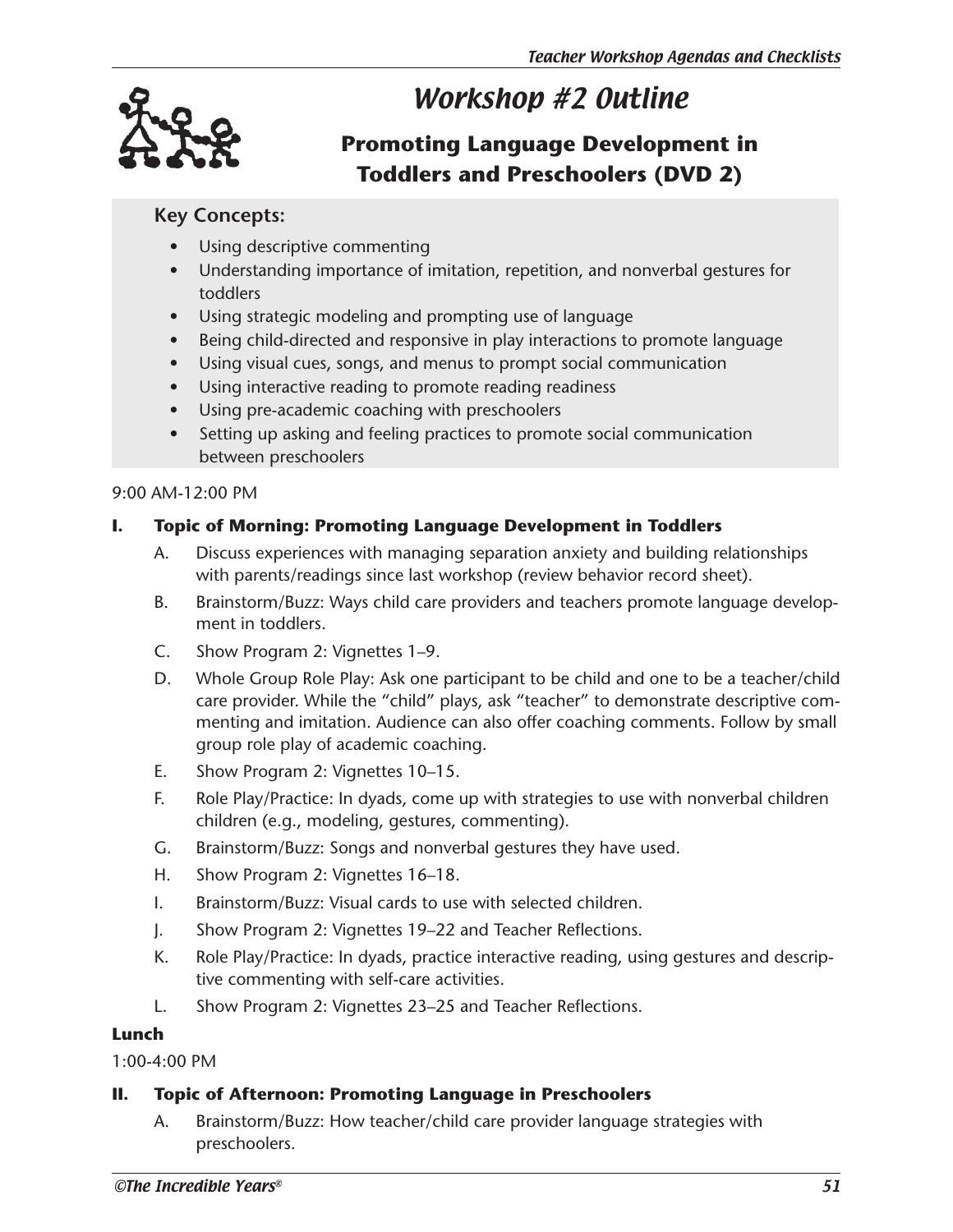# Workshop #2 Outline

## Promoting Language Development in Toddlers and Preschoolers (DVD 2)

**Key Concepts:**

- Using descriptive commenting
- Understanding importance of imitation, repetition, and nonverbal gestures for toddlers
- Using strategic modeling and prompting use of language
- Being child-directed and responsive in play interactions to promote language
- Using visual cues, songs, and menus to prompt social communication
- Using interactive reading to promote reading readiness
- Using pre-academic coaching with preschoolers
- Setting up asking and feeling practices to promote social communication between preschoolers

9:00 AM-12:00 PM

**I. Topic of Morning: Promoting Language Development in Toddlers**

A. Discuss experiences with managing separation anxiety and building relationships with parents/readings since last workshop (review behavior record sheet).

B. Brainstorm/Buzz: Ways child care providers and teachers promote language development in toddlers.

C. Show Program 2: Vignettes 1–9.

D. Whole Group Role Play: Ask one participant to be child and one to be a teacher/child care provider. While the "child" plays, ask "teacher" to demonstrate descriptive commenting and imitation. Audience can also offer coaching comments. Follow by small group role play of academic coaching.

E. Show Program 2: Vignettes 10–15.

F. Role Play/Practice: In dyads, come up with strategies to use with nonverbal children children (e.g., modeling, gestures, commenting).

G. Brainstorm/Buzz: Songs and nonverbal gestures they have used.

H. Show Program 2: Vignettes 16–18.

I. Brainstorm/Buzz: Visual cards to use with selected children.

J. Show Program 2: Vignettes 19–22 and Teacher Reflections.

K. Role Play/Practice: In dyads, practice interactive reading, using gestures and descriptive commenting with self-care activities.

L. Show Program 2: Vignettes 23–25 and Teacher Reflections.

**Lunch**

1:00-4:00 PM

**II. Topic of Afternoon: Promoting Language in Preschoolers**

A. Brainstorm/Buzz: How teacher/child care provider language strategies with preschoolers.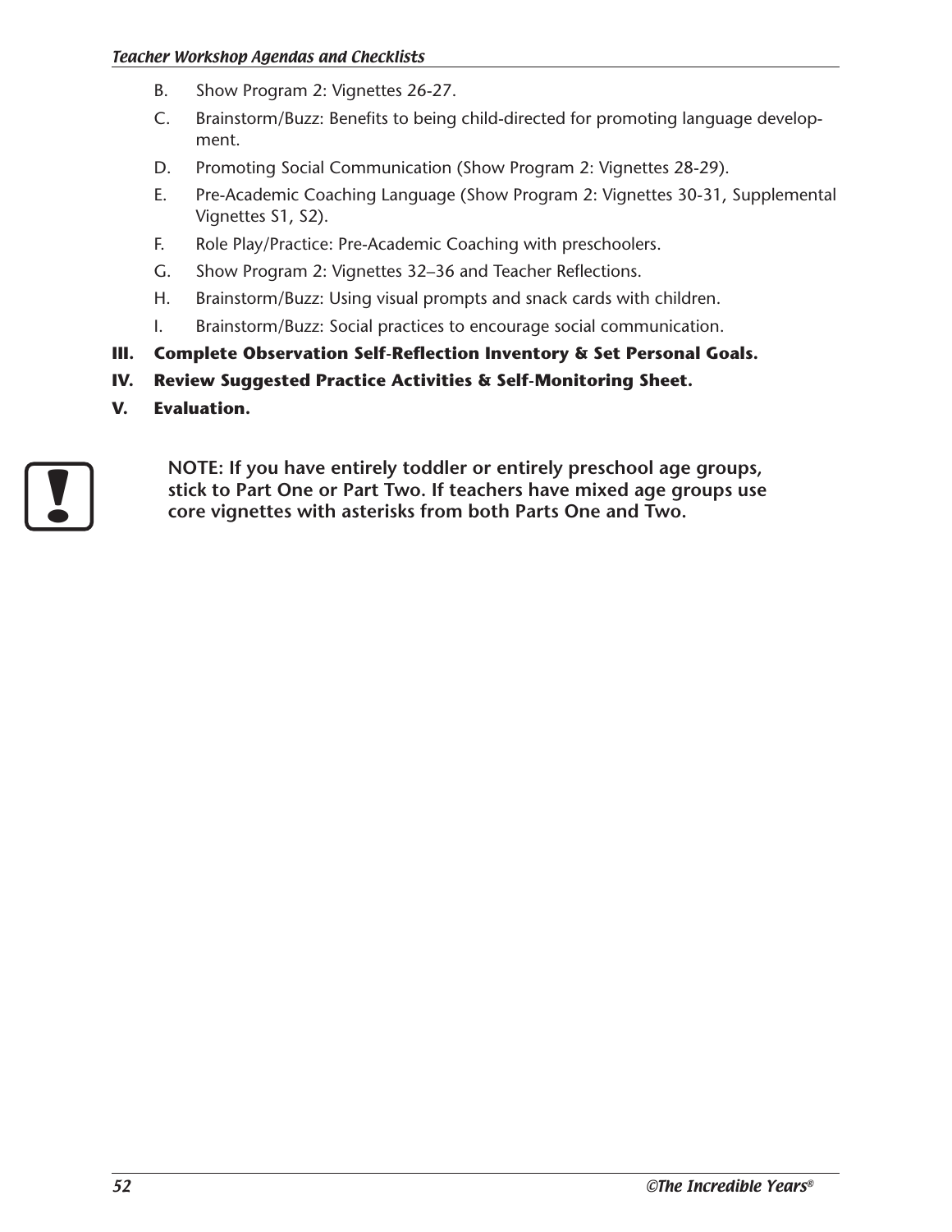B. Show Program 2: Vignettes 26-27.

C. Brainstorm/Buzz: Benefits to being child-directed for promoting language development.

D. Promoting Social Communication (Show Program 2: Vignettes 28-29).

E. Pre-Academic Coaching Language (Show Program 2: Vignettes 30-31, Supplemental Vignettes S1, S2).

F. Role Play/Practice: Pre-Academic Coaching with preschoolers.

G. Show Program 2: Vignettes 32–36 and Teacher Reflections.

H. Brainstorm/Buzz: Using visual prompts and snack cards with children.

I. Brainstorm/Buzz: Social practices to encourage social communication.

**III. Complete Observation Self-Reflection Inventory & Set Personal Goals.**

**IV. Review Suggested Practice Activities & Self-Monitoring Sheet.**

**V. Evaluation.**

**NOTE: If you have entirely toddler or entirely preschool age groups, stick to Part One or Part Two. If teachers have mixed age groups use core vignettes with asterisks from both Parts One and Two.**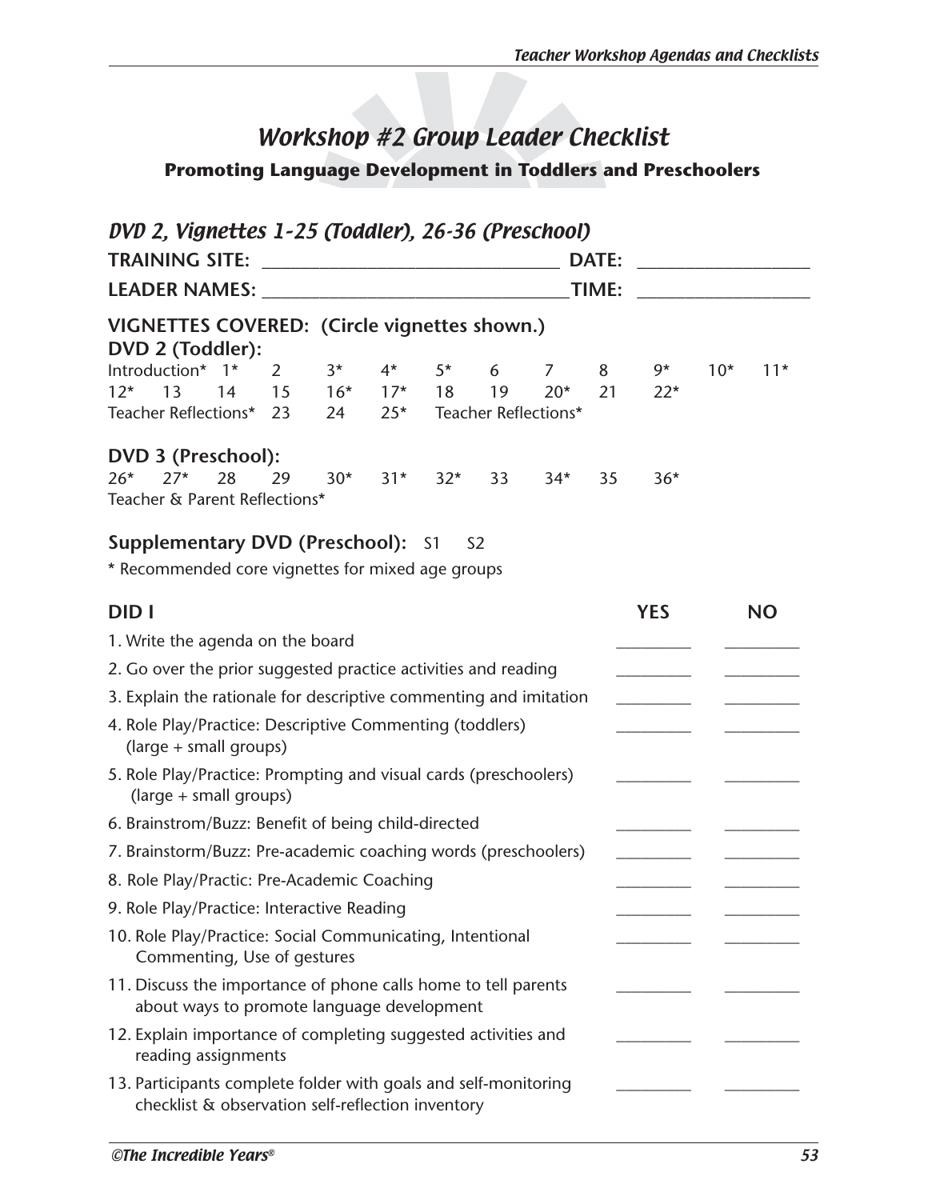# *Workshop #2 Group Leader Checklist*

## Promoting Language Development in Toddlers and Preschoolers

### *DVD 2, Vignettes 1-25 (Toddler), 26-36 (Preschool)*

**TRAINING SITE:** ______________________________ **DATE:** ________________

**LEADER NAMES:** ______________________________ **TIME:** ________________

**VIGNETTES COVERED: (Circle vignettes shown.)**

**DVD 2 (Toddler):**

Introduction* 1* 2 3* 4* 5* 6 7 8 9* 10* 11*
12* 13 14 15 16* 17* 18 19 20* 21 22*
Teacher Reflections* 23 24 25* Teacher Reflections*

**DVD 3 (Preschool):**

26* 27* 28 29 30* 31* 32* 33 34* 35 36*
Teacher & Parent Reflections*

**Supplementary DVD (Preschool):** S1 S2

* Recommended core vignettes for mixed age groups

| DID I | YES | NO |
|---|---|---|
| 1. Write the agenda on the board | ________ | ________ |
| 2. Go over the prior suggested practice activities and reading | ________ | ________ |
| 3. Explain the rationale for descriptive commenting and imitation | ________ | ________ |
| 4. Role Play/Practice: Descriptive Commenting (toddlers) (large + small groups) | ________ | ________ |
| 5. Role Play/Practice: Prompting and visual cards (preschoolers) (large + small groups) | ________ | ________ |
| 6. Brainstrom/Buzz: Benefit of being child-directed | ________ | ________ |
| 7. Brainstorm/Buzz: Pre-academic coaching words (preschoolers) | ________ | ________ |
| 8. Role Play/Practic: Pre-Academic Coaching | ________ | ________ |
| 9. Role Play/Practice: Interactive Reading | ________ | ________ |
| 10. Role Play/Practice: Social Communicating, Intentional Commenting, Use of gestures | ________ | ________ |
| 11. Discuss the importance of phone calls home to tell parents about ways to promote language development | ________ | ________ |
| 12. Explain importance of completing suggested activities and reading assignments | ________ | ________ |
| 13. Participants complete folder with goals and self-monitoring checklist & observation self-reflection inventory | ________ | ________ |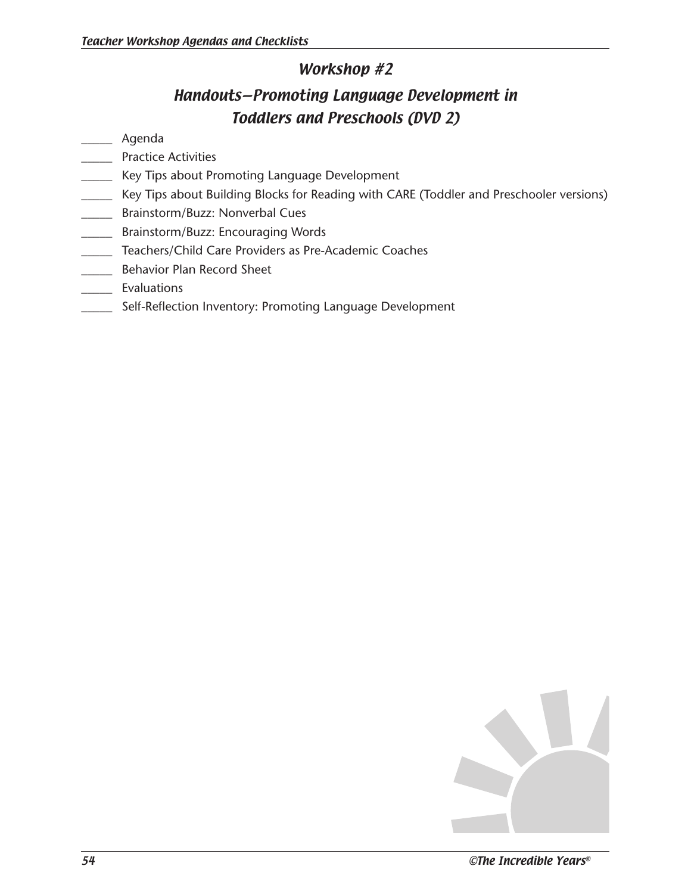## Workshop #2

## Handouts—Promoting Language Development in Toddlers and Preschools (DVD 2)

_____ Agenda
_____ Practice Activities
_____ Key Tips about Promoting Language Development
_____ Key Tips about Building Blocks for Reading with CARE (Toddler and Preschooler versions)
_____ Brainstorm/Buzz: Nonverbal Cues
_____ Brainstorm/Buzz: Encouraging Words
_____ Teachers/Child Care Providers as Pre-Academic Coaches
_____ Behavior Plan Record Sheet
_____ Evaluations
_____ Self-Reflection Inventory: Promoting Language Development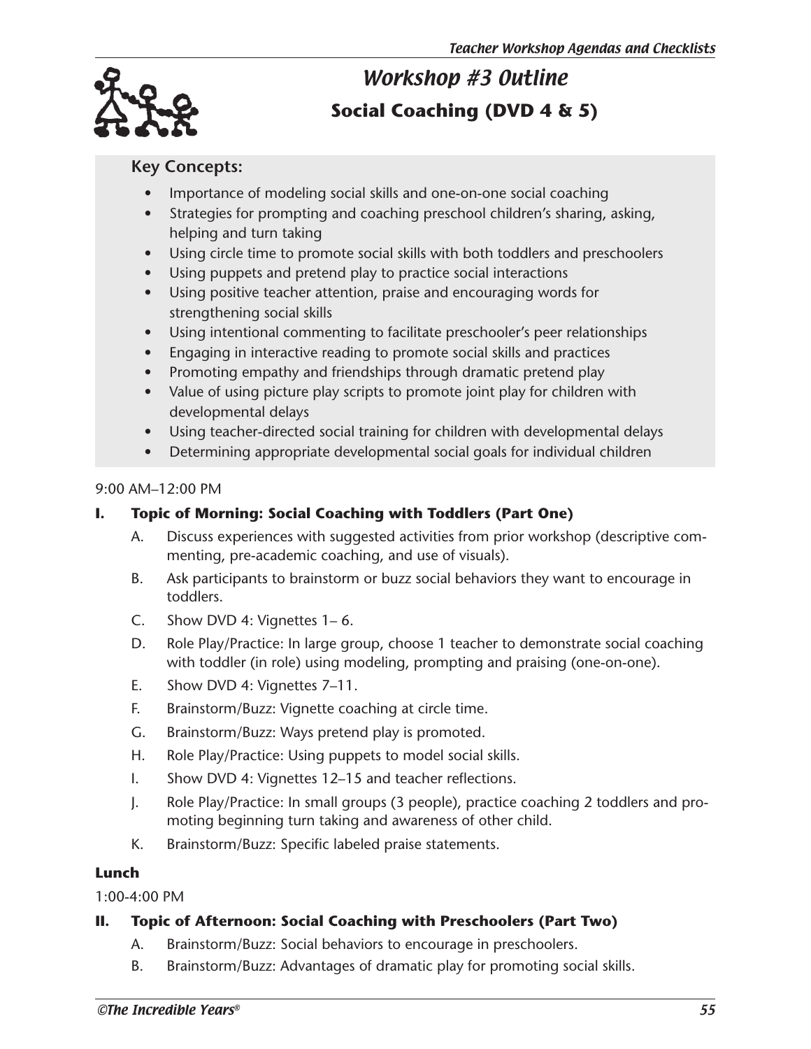# Workshop #3 Outline

## Social Coaching (DVD 4 & 5)

**Key Concepts:**

- Importance of modeling social skills and one-on-one social coaching
- Strategies for prompting and coaching preschool children's sharing, asking, helping and turn taking
- Using circle time to promote social skills with both toddlers and preschoolers
- Using puppets and pretend play to practice social interactions
- Using positive teacher attention, praise and encouraging words for strengthening social skills
- Using intentional commenting to facilitate preschooler's peer relationships
- Engaging in interactive reading to promote social skills and practices
- Promoting empathy and friendships through dramatic pretend play
- Value of using picture play scripts to promote joint play for children with developmental delays
- Using teacher-directed social training for children with developmental delays
- Determining appropriate developmental social goals for individual children

9:00 AM–12:00 PM

**I. Topic of Morning: Social Coaching with Toddlers (Part One)**

A. Discuss experiences with suggested activities from prior workshop (descriptive commenting, pre-academic coaching, and use of visuals).

B. Ask participants to brainstorm or buzz social behaviors they want to encourage in toddlers.

C. Show DVD 4: Vignettes 1– 6.

D. Role Play/Practice: In large group, choose 1 teacher to demonstrate social coaching with toddler (in role) using modeling, prompting and praising (one-on-one).

E. Show DVD 4: Vignettes 7–11.

F. Brainstorm/Buzz: Vignette coaching at circle time.

G. Brainstorm/Buzz: Ways pretend play is promoted.

H. Role Play/Practice: Using puppets to model social skills.

I. Show DVD 4: Vignettes 12–15 and teacher reflections.

J. Role Play/Practice: In small groups (3 people), practice coaching 2 toddlers and promoting beginning turn taking and awareness of other child.

K. Brainstorm/Buzz: Specific labeled praise statements.

**Lunch**

1:00-4:00 PM

**II. Topic of Afternoon: Social Coaching with Preschoolers (Part Two)**

A. Brainstorm/Buzz: Social behaviors to encourage in preschoolers.

B. Brainstorm/Buzz: Advantages of dramatic play for promoting social skills.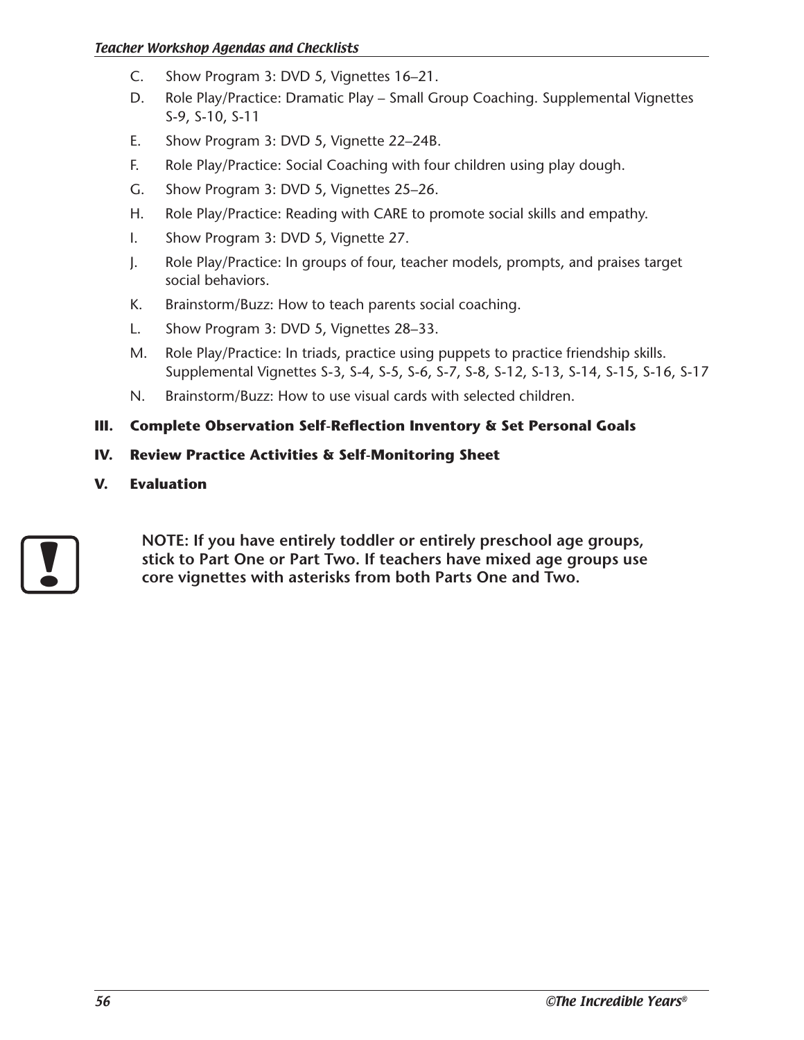C. Show Program 3: DVD 5, Vignettes 16–21.

D. Role Play/Practice: Dramatic Play – Small Group Coaching. Supplemental Vignettes S-9, S-10, S-11

E. Show Program 3: DVD 5, Vignette 22–24B.

F. Role Play/Practice: Social Coaching with four children using play dough.

G. Show Program 3: DVD 5, Vignettes 25–26.

H. Role Play/Practice: Reading with CARE to promote social skills and empathy.

I. Show Program 3: DVD 5, Vignette 27.

J. Role Play/Practice: In groups of four, teacher models, prompts, and praises target social behaviors.

K. Brainstorm/Buzz: How to teach parents social coaching.

L. Show Program 3: DVD 5, Vignettes 28–33.

M. Role Play/Practice: In triads, practice using puppets to practice friendship skills. Supplemental Vignettes S-3, S-4, S-5, S-6, S-7, S-8, S-12, S-13, S-14, S-15, S-16, S-17

N. Brainstorm/Buzz: How to use visual cards with selected children.

**III. Complete Observation Self-Reflection Inventory & Set Personal Goals**

**IV. Review Practice Activities & Self-Monitoring Sheet**

**V. Evaluation**

**NOTE: If you have entirely toddler or entirely preschool age groups, stick to Part One or Part Two. If teachers have mixed age groups use core vignettes with asterisks from both Parts One and Two.**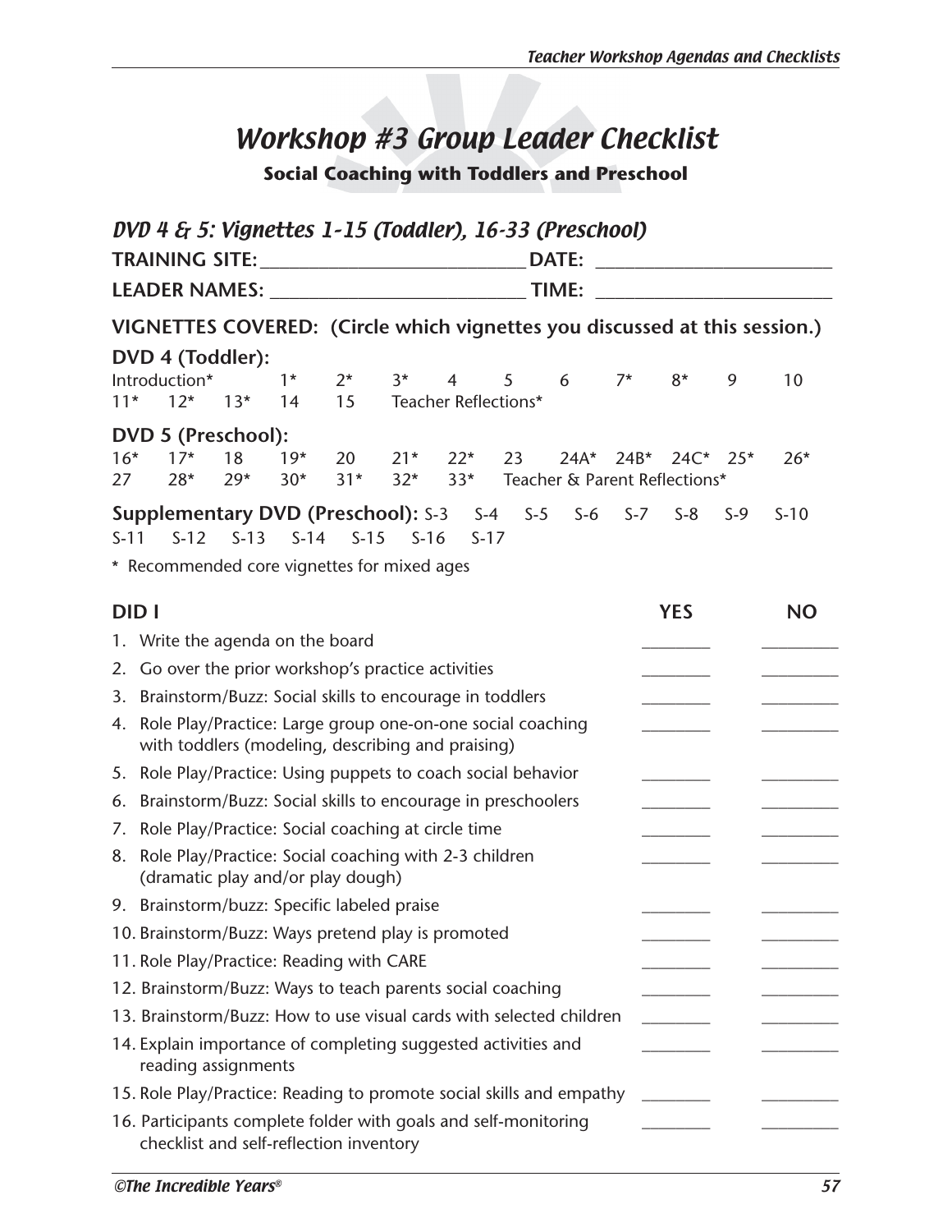# Workshop #3 Group Leader Checklist

**Social Coaching with Toddlers and Preschool**

## *DVD 4 & 5: Vignettes 1-15 (Toddler), 16-33 (Preschool)*

**TRAINING SITE:** ___________________________ **DATE:** ________________________

**LEADER NAMES:** __________________________ **TIME:** ________________________

**VIGNETTES COVERED: (Circle which vignettes you discussed at this session.)**

**DVD 4 (Toddler):**
Introduction* 1* 2* 3* 4 5 6 7* 8* 9 10
11* 12* 13* 14 15 Teacher Reflections*

**DVD 5 (Preschool):**
16* 17* 18 19* 20 21* 22* 23 24A* 24B* 24C* 25* 26*
27 28* 29* 30* 31* 32* 33* Teacher & Parent Reflections*

**Supplementary DVD (Preschool):** S-3 S-4 S-5 S-6 S-7 S-8 S-9 S-10
S-11 S-12 S-13 S-14 S-15 S-16 S-17

* Recommended core vignettes for mixed ages

| DID I | YES | NO |
|---|---|---|
| 1. Write the agenda on the board | ________ | ________ |
| 2. Go over the prior workshop's practice activities | ________ | ________ |
| 3. Brainstorm/Buzz: Social skills to encourage in toddlers | ________ | ________ |
| 4. Role Play/Practice: Large group one-on-one social coaching with toddlers (modeling, describing and praising) | ________ | ________ |
| 5. Role Play/Practice: Using puppets to coach social behavior | ________ | ________ |
| 6. Brainstorm/Buzz: Social skills to encourage in preschoolers | ________ | ________ |
| 7. Role Play/Practice: Social coaching at circle time | ________ | ________ |
| 8. Role Play/Practice: Social coaching with 2-3 children (dramatic play and/or play dough) | ________ | ________ |
| 9. Brainstorm/buzz: Specific labeled praise | ________ | ________ |
| 10. Brainstorm/Buzz: Ways pretend play is promoted | ________ | ________ |
| 11. Role Play/Practice: Reading with CARE | ________ | ________ |
| 12. Brainstorm/Buzz: Ways to teach parents social coaching | ________ | ________ |
| 13. Brainstorm/Buzz: How to use visual cards with selected children | ________ | ________ |
| 14. Explain importance of completing suggested activities and reading assignments | ________ | ________ |
| 15. Role Play/Practice: Reading to promote social skills and empathy | ________ | ________ |
| 16. Participants complete folder with goals and self-monitoring checklist and self-reflection inventory | ________ | ________ |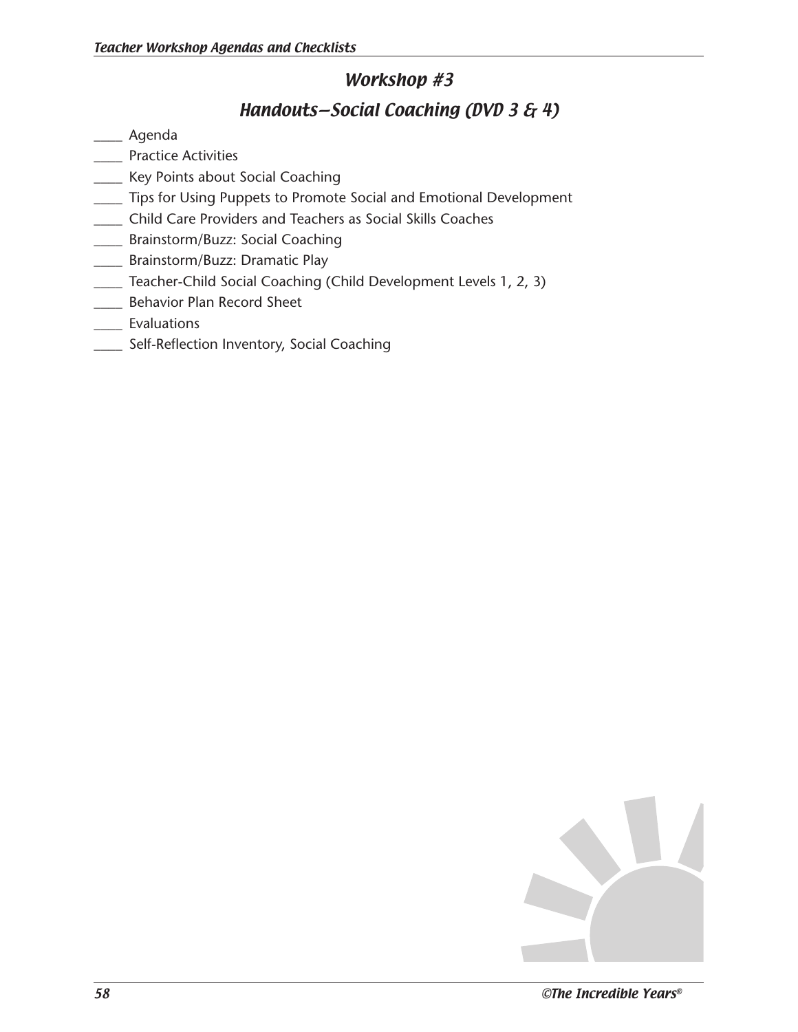## Workshop #3

## Handouts—Social Coaching (DVD 3 & 4)

____ Agenda

____ Practice Activities

____ Key Points about Social Coaching

____ Tips for Using Puppets to Promote Social and Emotional Development

____ Child Care Providers and Teachers as Social Skills Coaches

____ Brainstorm/Buzz: Social Coaching

____ Brainstorm/Buzz: Dramatic Play

____ Teacher-Child Social Coaching (Child Development Levels 1, 2, 3)

____ Behavior Plan Record Sheet

____ Evaluations

____ Self-Reflection Inventory, Social Coaching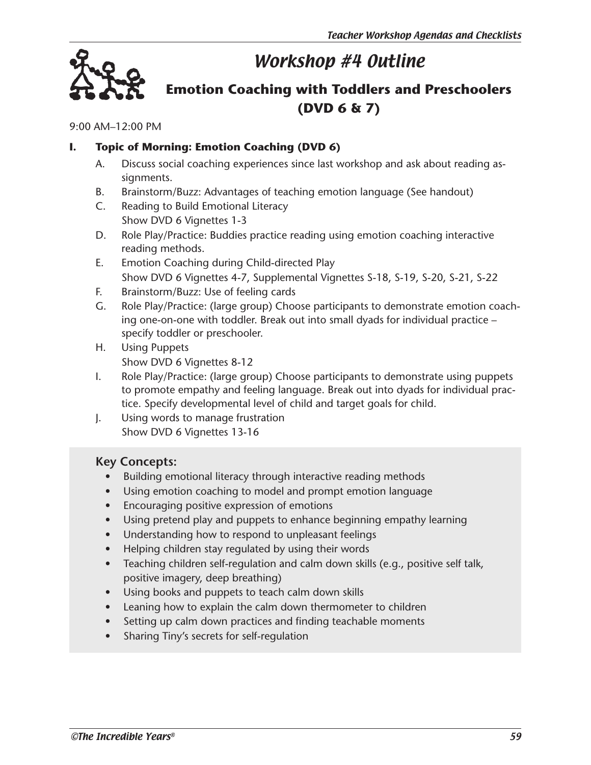# Workshop #4 Outline

## Emotion Coaching with Toddlers and Preschoolers (DVD 6 & 7)

9:00 AM–12:00 PM

**I. Topic of Morning: Emotion Coaching (DVD 6)**

A. Discuss social coaching experiences since last workshop and ask about reading assignments.

B. Brainstorm/Buzz: Advantages of teaching emotion language (See handout)

C. Reading to Build Emotional Literacy
Show DVD 6 Vignettes 1-3

D. Role Play/Practice: Buddies practice reading using emotion coaching interactive reading methods.

E. Emotion Coaching during Child-directed Play
Show DVD 6 Vignettes 4-7, Supplemental Vignettes S-18, S-19, S-20, S-21, S-22

F. Brainstorm/Buzz: Use of feeling cards

G. Role Play/Practice: (large group) Choose participants to demonstrate emotion coaching one-on-one with toddler. Break out into small dyads for individual practice – specify toddler or preschooler.

H. Using Puppets
Show DVD 6 Vignettes 8-12

I. Role Play/Practice: (large group) Choose participants to demonstrate using puppets to promote empathy and feeling language. Break out into dyads for individual practice. Specify developmental level of child and target goals for child.

J. Using words to manage frustration
Show DVD 6 Vignettes 13-16

### Key Concepts:

- Building emotional literacy through interactive reading methods
- Using emotion coaching to model and prompt emotion language
- Encouraging positive expression of emotions
- Using pretend play and puppets to enhance beginning empathy learning
- Understanding how to respond to unpleasant feelings
- Helping children stay regulated by using their words
- Teaching children self-regulation and calm down skills (e.g., positive self talk, positive imagery, deep breathing)
- Using books and puppets to teach calm down skills
- Leaning how to explain the calm down thermometer to children
- Setting up calm down practices and finding teachable moments
- Sharing Tiny's secrets for self-regulation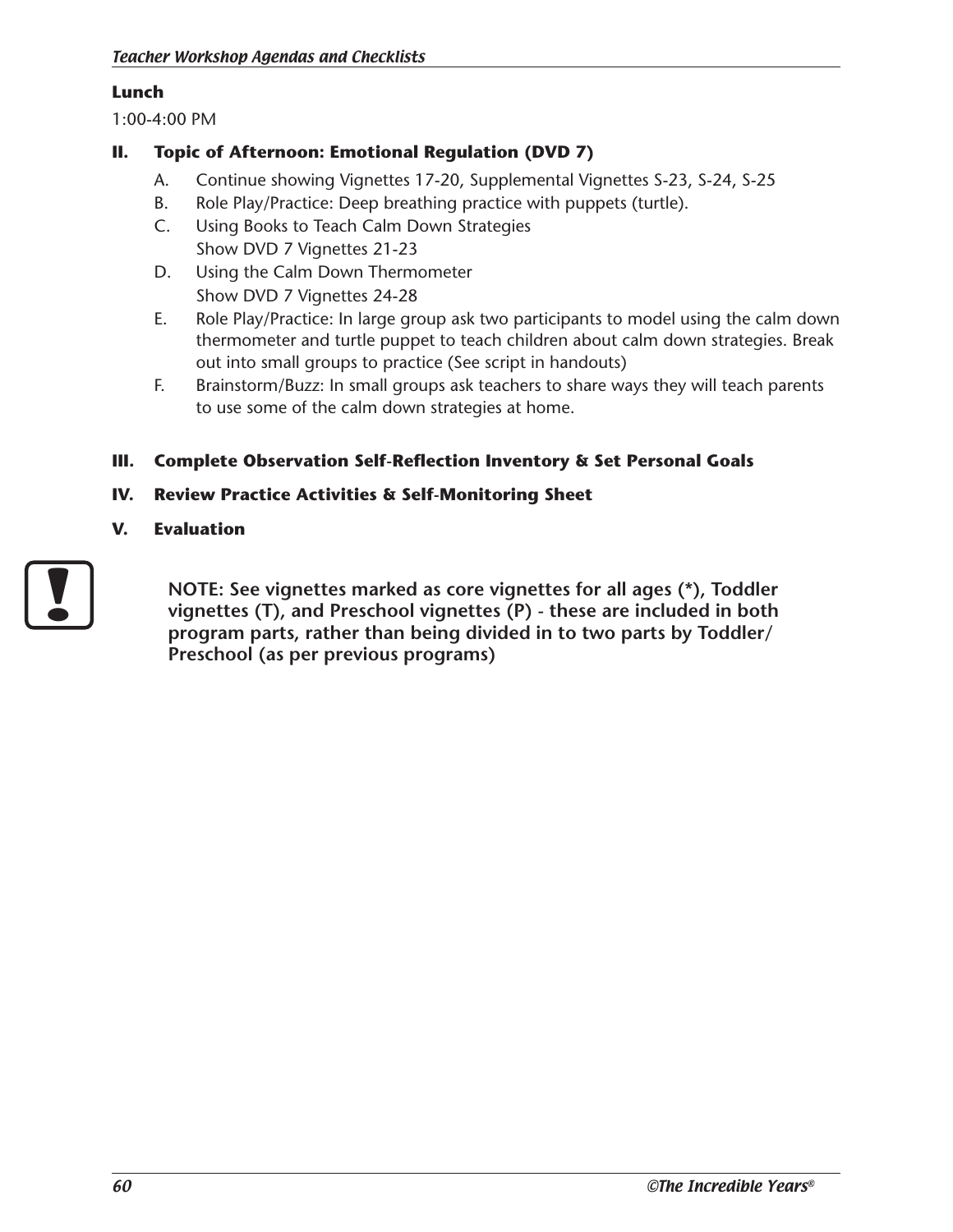**Lunch**

1:00-4:00 PM

**II. Topic of Afternoon: Emotional Regulation (DVD 7)**

A. Continue showing Vignettes 17-20, Supplemental Vignettes S-23, S-24, S-25

B. Role Play/Practice: Deep breathing practice with puppets (turtle).

C. Using Books to Teach Calm Down Strategies
Show DVD 7 Vignettes 21-23

D. Using the Calm Down Thermometer
Show DVD 7 Vignettes 24-28

E. Role Play/Practice: In large group ask two participants to model using the calm down thermometer and turtle puppet to teach children about calm down strategies. Break out into small groups to practice (See script in handouts)

F. Brainstorm/Buzz: In small groups ask teachers to share ways they will teach parents to use some of the calm down strategies at home.

**III. Complete Observation Self-Reflection Inventory & Set Personal Goals**

**IV. Review Practice Activities & Self-Monitoring Sheet**

**V. Evaluation**

**NOTE: See vignettes marked as core vignettes for all ages (*), Toddler vignettes (T), and Preschool vignettes (P) - these are included in both program parts, rather than being divided in to two parts by Toddler/ Preschool (as per previous programs)**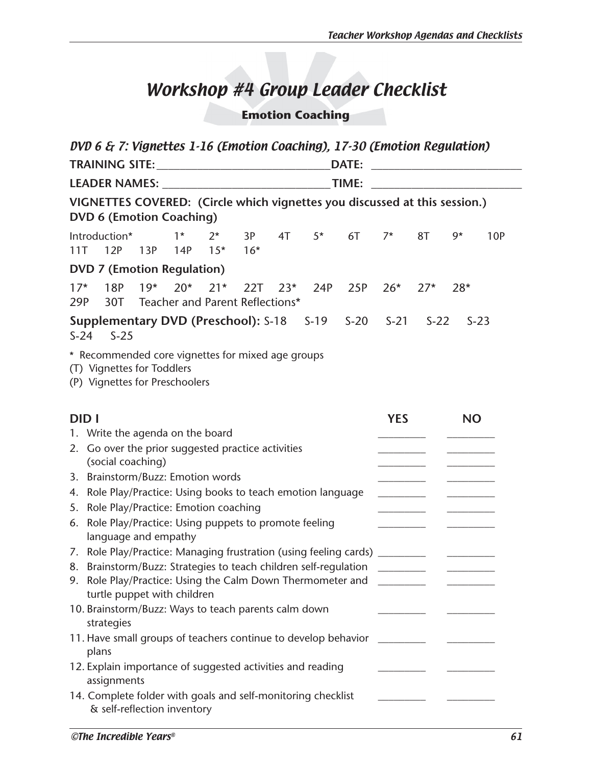# Workshop #4 Group Leader Checklist

**Emotion Coaching**

### *DVD 6 & 7: Vignettes 1-16 (Emotion Coaching), 17-30 (Emotion Regulation)*

**TRAINING SITE:** ______________________________ **DATE:** __________________________

**LEADER NAMES:** ______________________________ **TIME:** __________________________

**VIGNETTES COVERED: (Circle which vignettes you discussed at this session.)**
**DVD 6 (Emotion Coaching)**

Introduction* 1* 2* 3P 4T 5* 6T 7* 8T 9* 10P 11T 12P 13P 14P 15* 16*

**DVD 7 (Emotion Regulation)**

17* 18P 19* 20* 21* 22T 23* 24P 25P 26* 27* 28* 29P 30T Teacher and Parent Reflections*

**Supplementary DVD (Preschool):** S-18 S-19 S-20 S-21 S-22 S-23 S-24 S-25

\* Recommended core vignettes for mixed age groups
(T) Vignettes for Toddlers
(P) Vignettes for Preschoolers

| DID I | YES | NO |
|---|---|---|
| 1. Write the agenda on the board | _________ | _________ |
| 2. Go over the prior suggested practice activities (social coaching) | _________ | _________ |
| 3. Brainstorm/Buzz: Emotion words | _________ | _________ |
| 4. Role Play/Practice: Using books to teach emotion language | _________ | _________ |
| 5. Role Play/Practice: Emotion coaching | _________ | _________ |
| 6. Role Play/Practice: Using puppets to promote feeling language and empathy | _________ | _________ |
| 7. Role Play/Practice: Managing frustration (using feeling cards) | _________ | _________ |
| 8. Brainstorm/Buzz: Strategies to teach children self-regulation | _________ | _________ |
| 9. Role Play/Practice: Using the Calm Down Thermometer and turtle puppet with children | _________ | _________ |
| 10. Brainstorm/Buzz: Ways to teach parents calm down strategies | _________ | _________ |
| 11. Have small groups of teachers continue to develop behavior plans | _________ | _________ |
| 12. Explain importance of suggested activities and reading assignments | _________ | _________ |
| 14. Complete folder with goals and self-monitoring checklist & self-reflection inventory | _________ | _________ |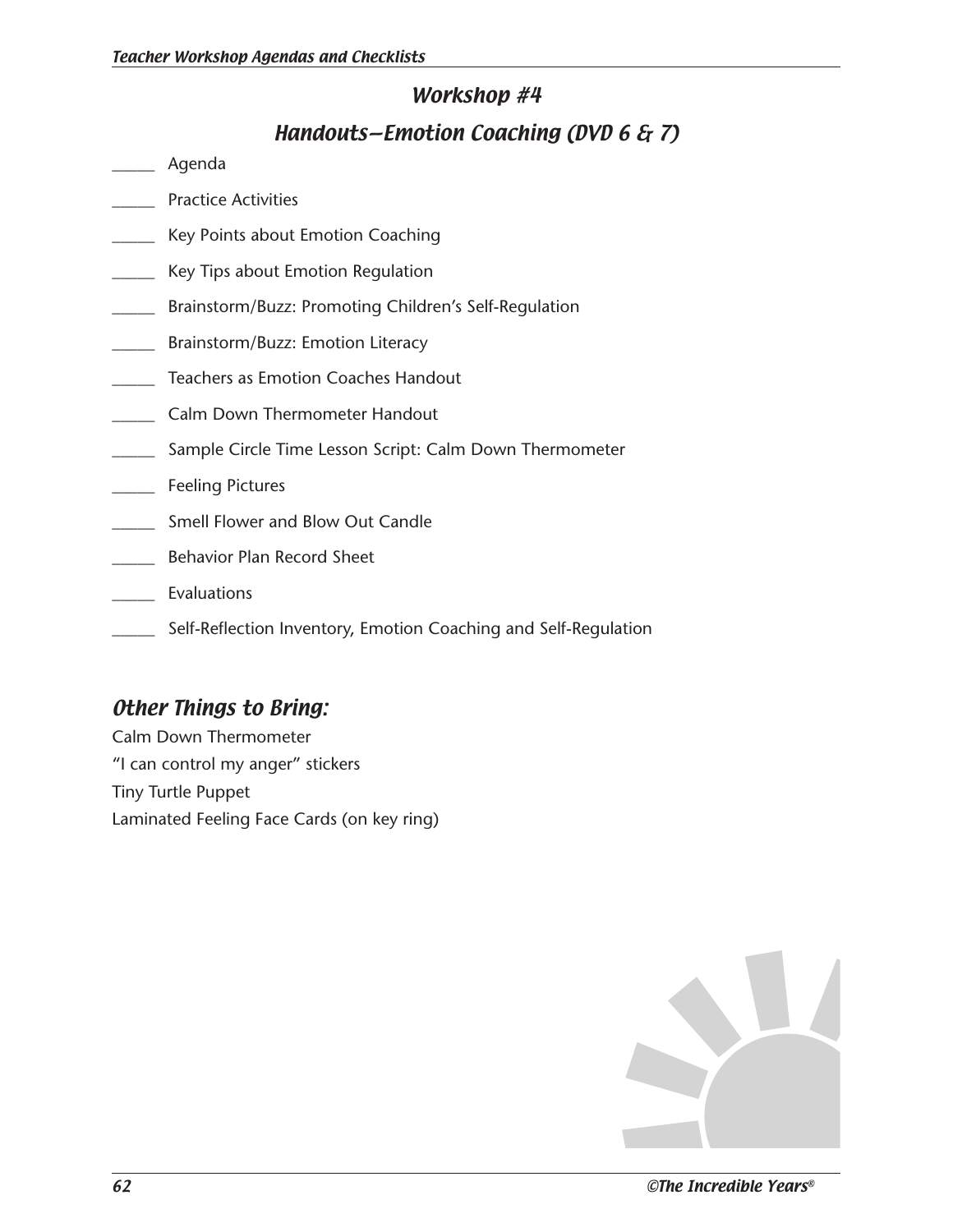## Workshop #4

## Handouts—Emotion Coaching (DVD 6 & 7)

_____ Agenda

_____ Practice Activities

_____ Key Points about Emotion Coaching

_____ Key Tips about Emotion Regulation

_____ Brainstorm/Buzz: Promoting Children's Self-Regulation

_____ Brainstorm/Buzz: Emotion Literacy

_____ Teachers as Emotion Coaches Handout

_____ Calm Down Thermometer Handout

_____ Sample Circle Time Lesson Script: Calm Down Thermometer

_____ Feeling Pictures

_____ Smell Flower and Blow Out Candle

_____ Behavior Plan Record Sheet

_____ Evaluations

_____ Self-Reflection Inventory, Emotion Coaching and Self-Regulation

### Other Things to Bring:

Calm Down Thermometer

"I can control my anger" stickers

Tiny Turtle Puppet

Laminated Feeling Face Cards (on key ring)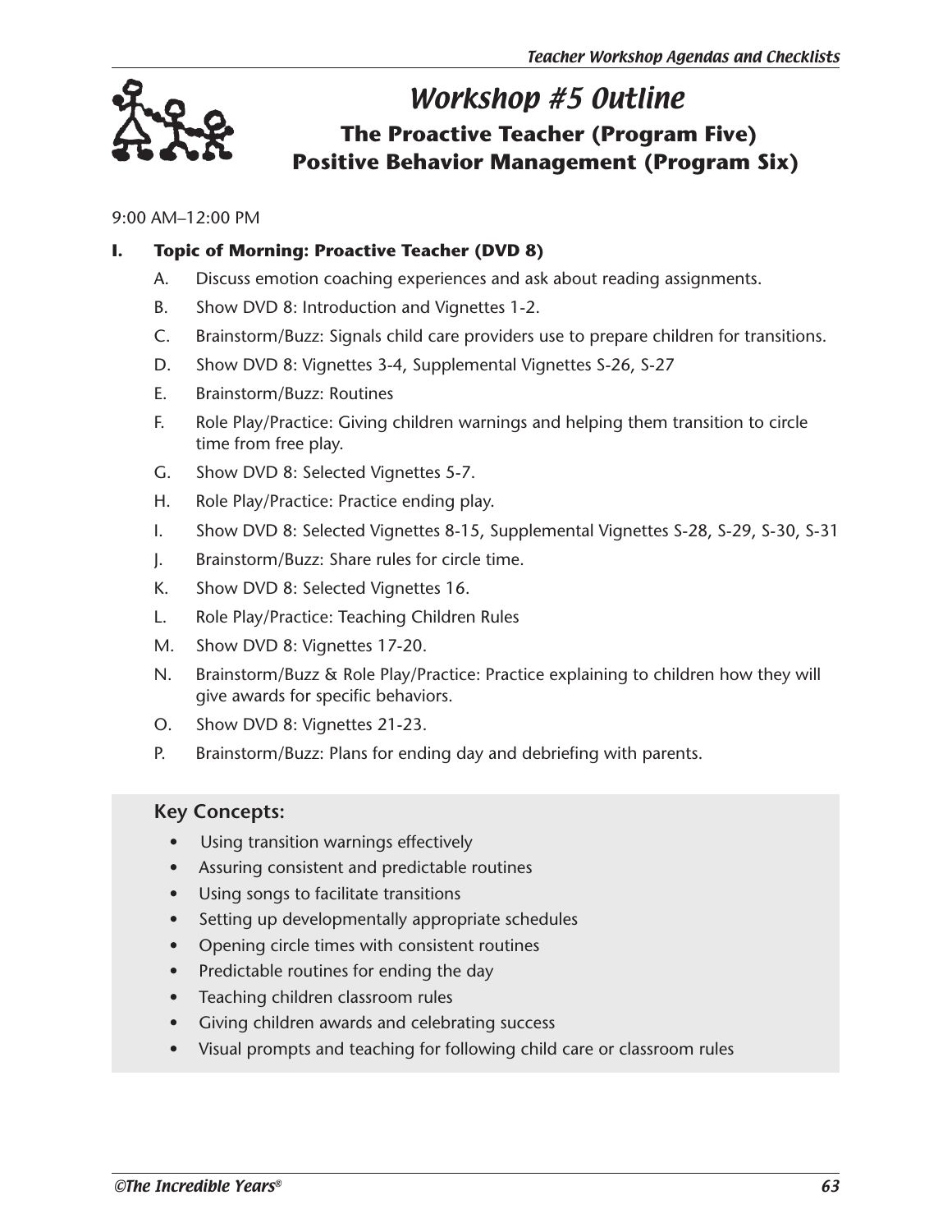# Workshop #5 Outline

## The Proactive Teacher (Program Five)
## Positive Behavior Management (Program Six)

9:00 AM–12:00 PM

**I. Topic of Morning: Proactive Teacher (DVD 8)**

A. Discuss emotion coaching experiences and ask about reading assignments.

B. Show DVD 8: Introduction and Vignettes 1-2.

C. Brainstorm/Buzz: Signals child care providers use to prepare children for transitions.

D. Show DVD 8: Vignettes 3-4, Supplemental Vignettes S-26, S-27

E. Brainstorm/Buzz: Routines

F. Role Play/Practice: Giving children warnings and helping them transition to circle time from free play.

G. Show DVD 8: Selected Vignettes 5-7.

H. Role Play/Practice: Practice ending play.

I. Show DVD 8: Selected Vignettes 8-15, Supplemental Vignettes S-28, S-29, S-30, S-31

J. Brainstorm/Buzz: Share rules for circle time.

K. Show DVD 8: Selected Vignettes 16.

L. Role Play/Practice: Teaching Children Rules

M. Show DVD 8: Vignettes 17-20.

N. Brainstorm/Buzz & Role Play/Practice: Practice explaining to children how they will give awards for specific behaviors.

O. Show DVD 8: Vignettes 21-23.

P. Brainstorm/Buzz: Plans for ending day and debriefing with parents.

**Key Concepts:**

- Using transition warnings effectively
- Assuring consistent and predictable routines
- Using songs to facilitate transitions
- Setting up developmentally appropriate schedules
- Opening circle times with consistent routines
- Predictable routines for ending the day
- Teaching children classroom rules
- Giving children awards and celebrating success
- Visual prompts and teaching for following child care or classroom rules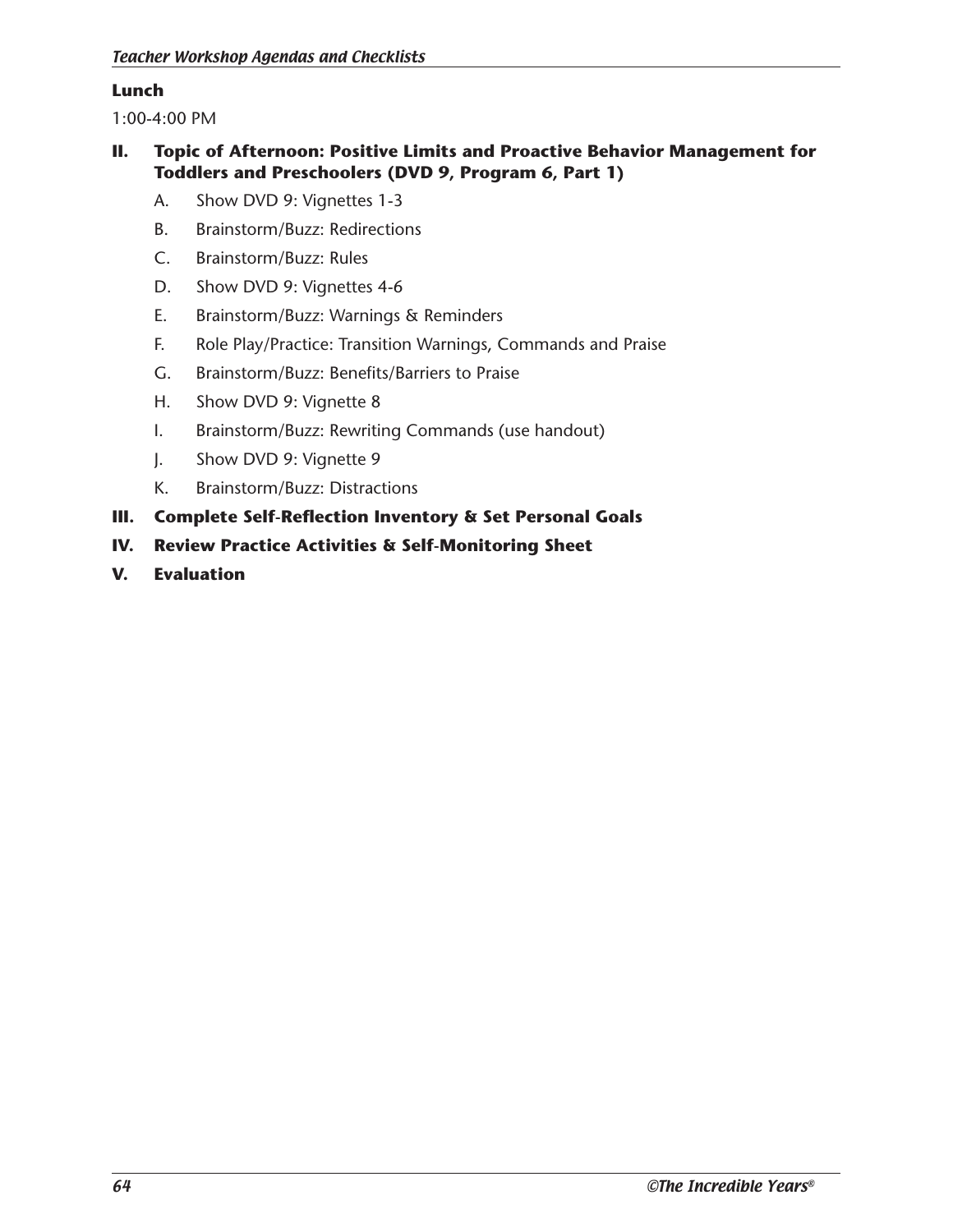**Lunch**

1:00-4:00 PM

**II. Topic of Afternoon: Positive Limits and Proactive Behavior Management for Toddlers and Preschoolers (DVD 9, Program 6, Part 1)**

A. Show DVD 9: Vignettes 1-3

B. Brainstorm/Buzz: Redirections

C. Brainstorm/Buzz: Rules

D. Show DVD 9: Vignettes 4-6

E. Brainstorm/Buzz: Warnings & Reminders

F. Role Play/Practice: Transition Warnings, Commands and Praise

G. Brainstorm/Buzz: Benefits/Barriers to Praise

H. Show DVD 9: Vignette 8

I. Brainstorm/Buzz: Rewriting Commands (use handout)

J. Show DVD 9: Vignette 9

K. Brainstorm/Buzz: Distractions

**III. Complete Self-Reflection Inventory & Set Personal Goals**

**IV. Review Practice Activities & Self-Monitoring Sheet**

**V. Evaluation**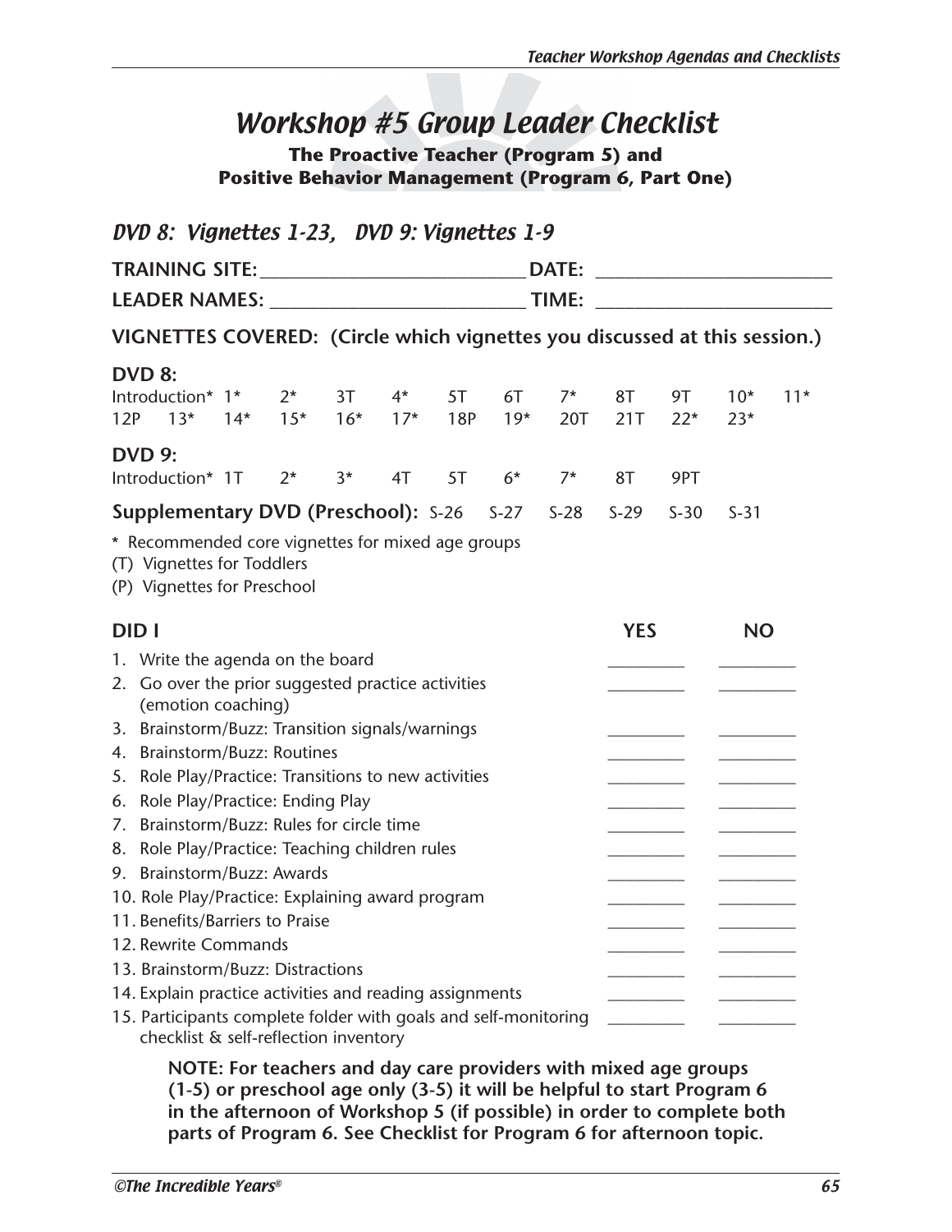# *Workshop #5 Group Leader Checklist*

**The Proactive Teacher (Program 5) and**
**Positive Behavior Management (Program 6, Part One)**

## *DVD 8: Vignettes 1-23, DVD 9: Vignettes 1-9*

**TRAINING SITE:** ____________________________ **DATE:** ________________________

**LEADER NAMES:** ___________________________ **TIME:** ________________________

**VIGNETTES COVERED: (Circle which vignettes you discussed at this session.)**

**DVD 8:**
Introduction* 1* 2* 3T 4* 5T 6T 7* 8T 9T 10* 11*
12P 13* 14* 15* 16* 17* 18P 19* 20T 21T 22* 23*

**DVD 9:**
Introduction* 1T 2* 3* 4T 5T 6* 7* 8T 9PT

**Supplementary DVD (Preschool):** S-26 S-27 S-28 S-29 S-30 S-31

\* Recommended core vignettes for mixed age groups
(T) Vignettes for Toddlers
(P) Vignettes for Preschool

| **DID I** | **YES** | **NO** |
|---|---|---|
| 1. Write the agenda on the board | ________ | ________ |
| 2. Go over the prior suggested practice activities (emotion coaching) | ________ | ________ |
| 3. Brainstorm/Buzz: Transition signals/warnings | ________ | ________ |
| 4. Brainstorm/Buzz: Routines | ________ | ________ |
| 5. Role Play/Practice: Transitions to new activities | ________ | ________ |
| 6. Role Play/Practice: Ending Play | ________ | ________ |
| 7. Brainstorm/Buzz: Rules for circle time | ________ | ________ |
| 8. Role Play/Practice: Teaching children rules | ________ | ________ |
| 9. Brainstorm/Buzz: Awards | ________ | ________ |
| 10. Role Play/Practice: Explaining award program | ________ | ________ |
| 11. Benefits/Barriers to Praise | ________ | ________ |
| 12. Rewrite Commands | ________ | ________ |
| 13. Brainstorm/Buzz: Distractions | ________ | ________ |
| 14. Explain practice activities and reading assignments | ________ | ________ |
| 15. Participants complete folder with goals and self-monitoring checklist & self-reflection inventory | ________ | ________ |

**NOTE: For teachers and day care providers with mixed age groups (1-5) or preschool age only (3-5) it will be helpful to start Program 6 in the afternoon of Workshop 5 (if possible) in order to complete both parts of Program 6. See Checklist for Program 6 for afternoon topic.**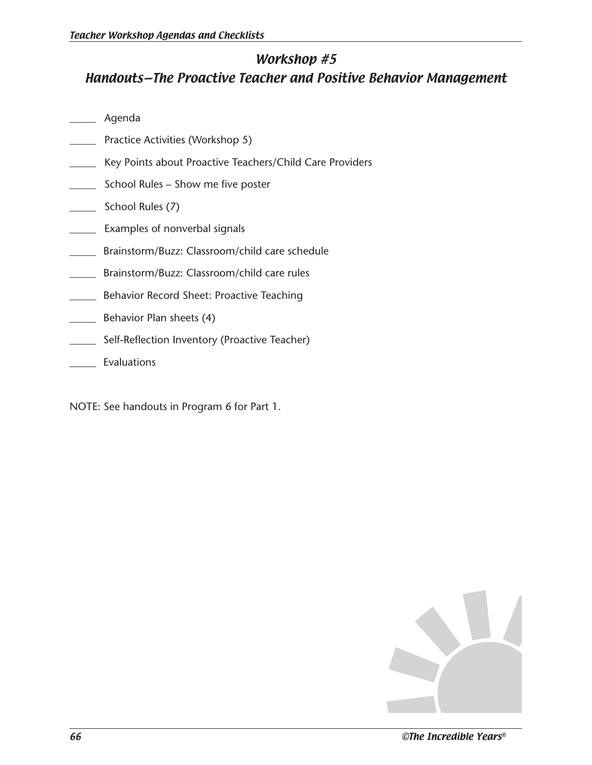## *Workshop #5*
## *Handouts—The Proactive Teacher and Positive Behavior Management*

_____ Agenda

_____ Practice Activities (Workshop 5)

_____ Key Points about Proactive Teachers/Child Care Providers

_____ School Rules – Show me five poster

_____ School Rules (7)

_____ Examples of nonverbal signals

_____ Brainstorm/Buzz: Classroom/child care schedule

_____ Brainstorm/Buzz: Classroom/child care rules

_____ Behavior Record Sheet: Proactive Teaching

_____ Behavior Plan sheets (4)

_____ Self-Reflection Inventory (Proactive Teacher)

_____ Evaluations

NOTE: See handouts in Program 6 for Part 1.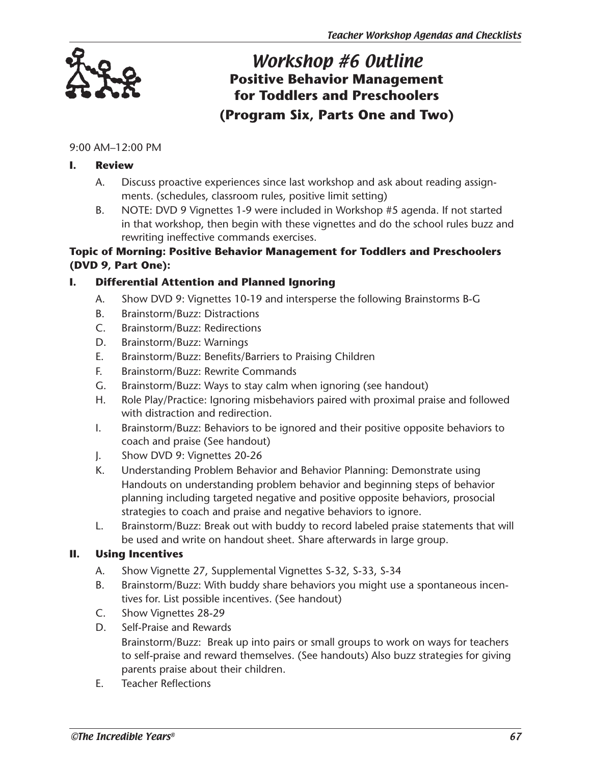# Workshop #6 Outline

## Positive Behavior Management for Toddlers and Preschoolers

## (Program Six, Parts One and Two)

9:00 AM–12:00 PM

**I. Review**

A. Discuss proactive experiences since last workshop and ask about reading assignments. (schedules, classroom rules, positive limit setting)

B. NOTE: DVD 9 Vignettes 1-9 were included in Workshop #5 agenda. If not started in that workshop, then begin with these vignettes and do the school rules buzz and rewriting ineffective commands exercises.

**Topic of Morning: Positive Behavior Management for Toddlers and Preschoolers (DVD 9, Part One):**

**I. Differential Attention and Planned Ignoring**

A. Show DVD 9: Vignettes 10-19 and intersperse the following Brainstorms B-G

B. Brainstorm/Buzz: Distractions

C. Brainstorm/Buzz: Redirections

D. Brainstorm/Buzz: Warnings

E. Brainstorm/Buzz: Benefits/Barriers to Praising Children

F. Brainstorm/Buzz: Rewrite Commands

G. Brainstorm/Buzz: Ways to stay calm when ignoring (see handout)

H. Role Play/Practice: Ignoring misbehaviors paired with proximal praise and followed with distraction and redirection.

I. Brainstorm/Buzz: Behaviors to be ignored and their positive opposite behaviors to coach and praise (See handout)

J. Show DVD 9: Vignettes 20-26

K. Understanding Problem Behavior and Behavior Planning: Demonstrate using Handouts on understanding problem behavior and beginning steps of behavior planning including targeted negative and positive opposite behaviors, prosocial strategies to coach and praise and negative behaviors to ignore.

L. Brainstorm/Buzz: Break out with buddy to record labeled praise statements that will be used and write on handout sheet. Share afterwards in large group.

**II. Using Incentives**

A. Show Vignette 27, Supplemental Vignettes S-32, S-33, S-34

B. Brainstorm/Buzz: With buddy share behaviors you might use a spontaneous incentives for. List possible incentives. (See handout)

C. Show Vignettes 28-29

D. Self-Praise and Rewards

Brainstorm/Buzz: Break up into pairs or small groups to work on ways for teachers to self-praise and reward themselves. (See handouts) Also buzz strategies for giving parents praise about their children.

E. Teacher Reflections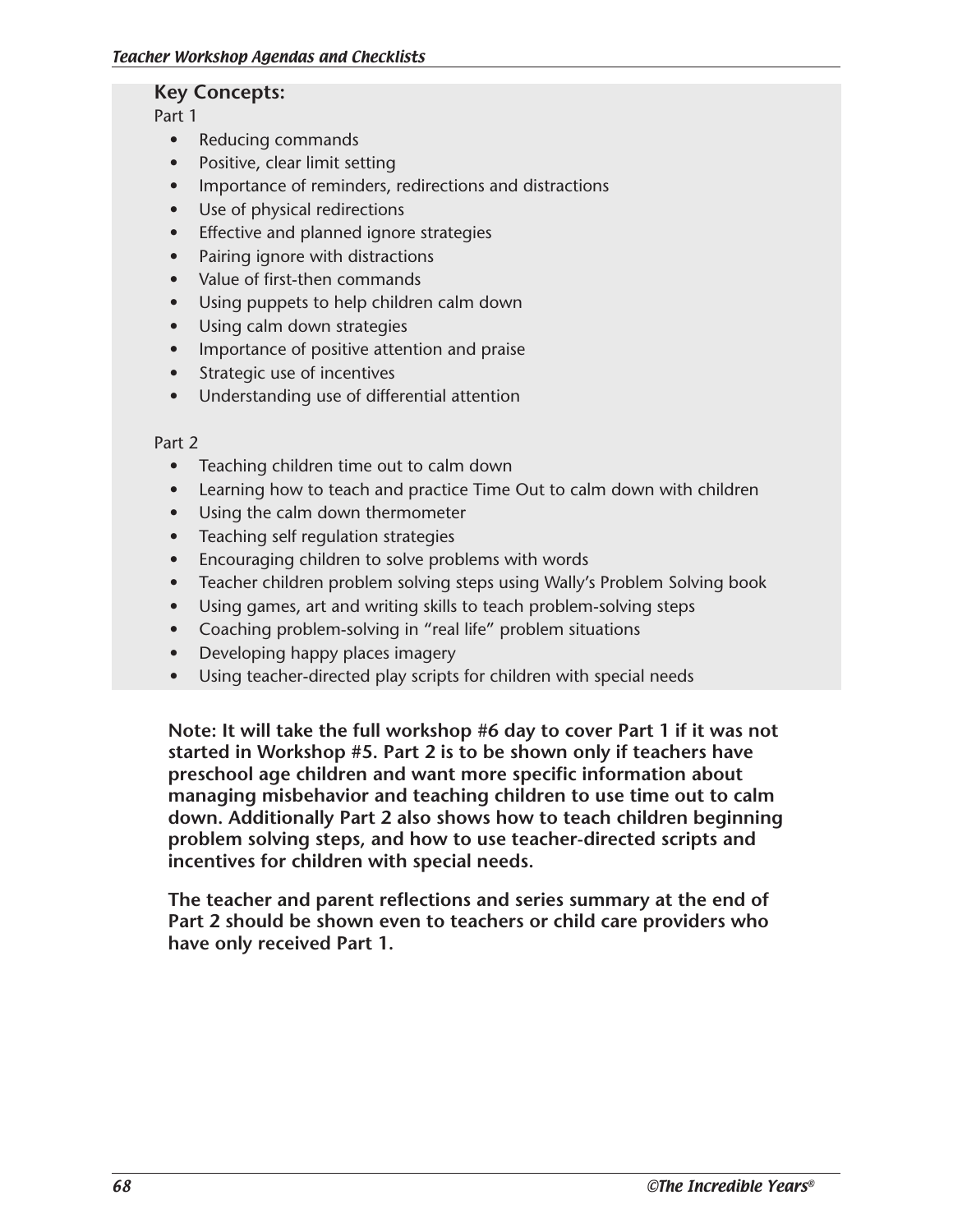### Key Concepts:

Part 1

- Reducing commands
- Positive, clear limit setting
- Importance of reminders, redirections and distractions
- Use of physical redirections
- Effective and planned ignore strategies
- Pairing ignore with distractions
- Value of first-then commands
- Using puppets to help children calm down
- Using calm down strategies
- Importance of positive attention and praise
- Strategic use of incentives
- Understanding use of differential attention

Part 2

- Teaching children time out to calm down
- Learning how to teach and practice Time Out to calm down with children
- Using the calm down thermometer
- Teaching self regulation strategies
- Encouraging children to solve problems with words
- Teacher children problem solving steps using Wally's Problem Solving book
- Using games, art and writing skills to teach problem-solving steps
- Coaching problem-solving in "real life" problem situations
- Developing happy places imagery
- Using teacher-directed play scripts for children with special needs

**Note: It will take the full workshop #6 day to cover Part 1 if it was not started in Workshop #5. Part 2 is to be shown only if teachers have preschool age children and want more specific information about managing misbehavior and teaching children to use time out to calm down. Additionally Part 2 also shows how to teach children beginning problem solving steps, and how to use teacher-directed scripts and incentives for children with special needs.**

**The teacher and parent reflections and series summary at the end of Part 2 should be shown even to teachers or child care providers who have only received Part 1.**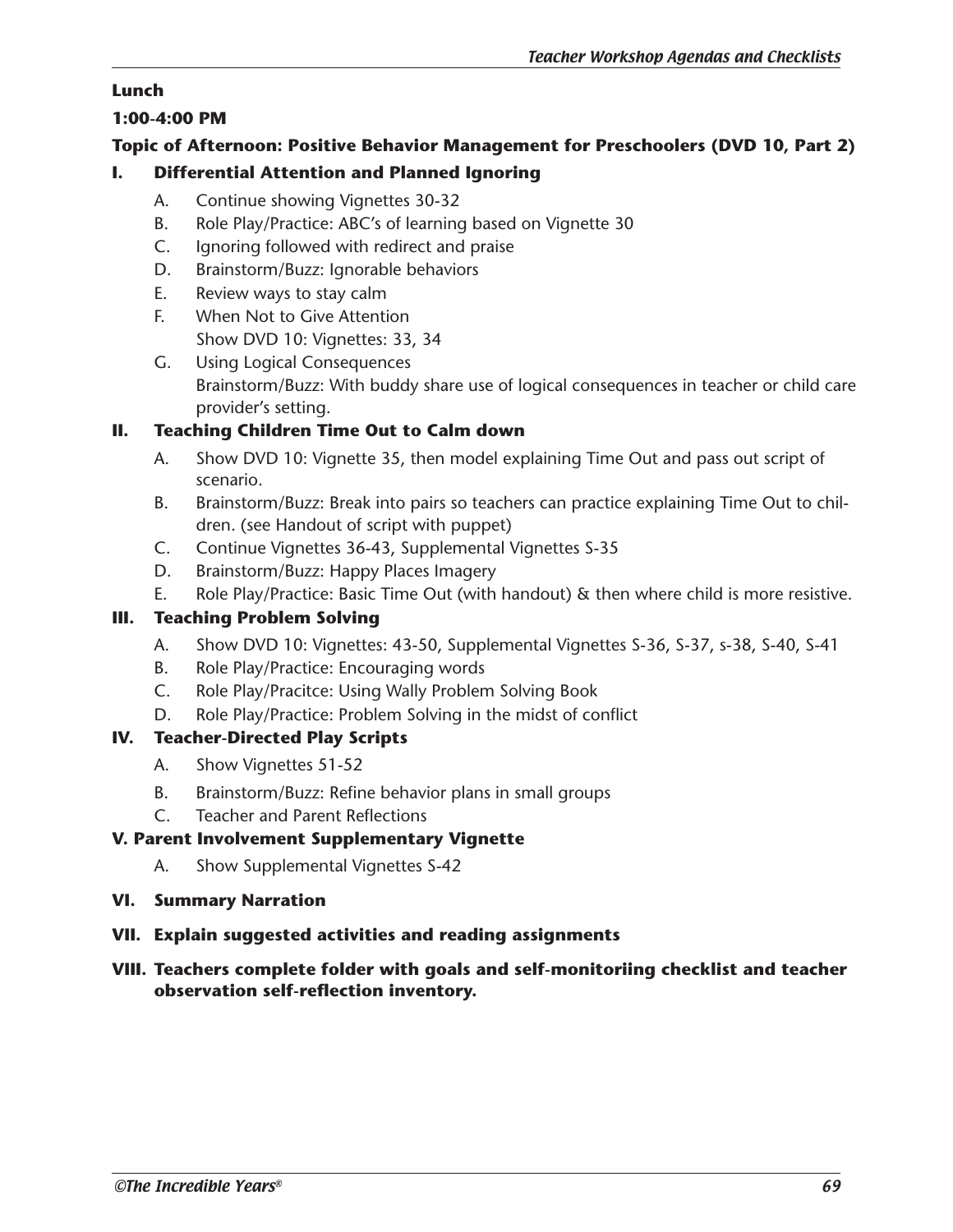**Lunch**

**1:00-4:00 PM**

**Topic of Afternoon: Positive Behavior Management for Preschoolers (DVD 10, Part 2)**

**I. Differential Attention and Planned Ignoring**

A. Continue showing Vignettes 30-32

B. Role Play/Practice: ABC's of learning based on Vignette 30

C. Ignoring followed with redirect and praise

D. Brainstorm/Buzz: Ignorable behaviors

E. Review ways to stay calm

F. When Not to Give Attention
Show DVD 10: Vignettes: 33, 34

G. Using Logical Consequences
Brainstorm/Buzz: With buddy share use of logical consequences in teacher or child care provider's setting.

**II. Teaching Children Time Out to Calm down**

A. Show DVD 10: Vignette 35, then model explaining Time Out and pass out script of scenario.

B. Brainstorm/Buzz: Break into pairs so teachers can practice explaining Time Out to children. (see Handout of script with puppet)

C. Continue Vignettes 36-43, Supplemental Vignettes S-35

D. Brainstorm/Buzz: Happy Places Imagery

E. Role Play/Practice: Basic Time Out (with handout) & then where child is more resistive.

**III. Teaching Problem Solving**

A. Show DVD 10: Vignettes: 43-50, Supplemental Vignettes S-36, S-37, s-38, S-40, S-41

B. Role Play/Practice: Encouraging words

C. Role Play/Pracitce: Using Wally Problem Solving Book

D. Role Play/Practice: Problem Solving in the midst of conflict

**IV. Teacher-Directed Play Scripts**

A. Show Vignettes 51-52

B. Brainstorm/Buzz: Refine behavior plans in small groups

C. Teacher and Parent Reflections

**V. Parent Involvement Supplementary Vignette**

A. Show Supplemental Vignettes S-42

**VI. Summary Narration**

**VII. Explain suggested activities and reading assignments**

**VIII. Teachers complete folder with goals and self-monitoriing checklist and teacher observation self-reflection inventory.**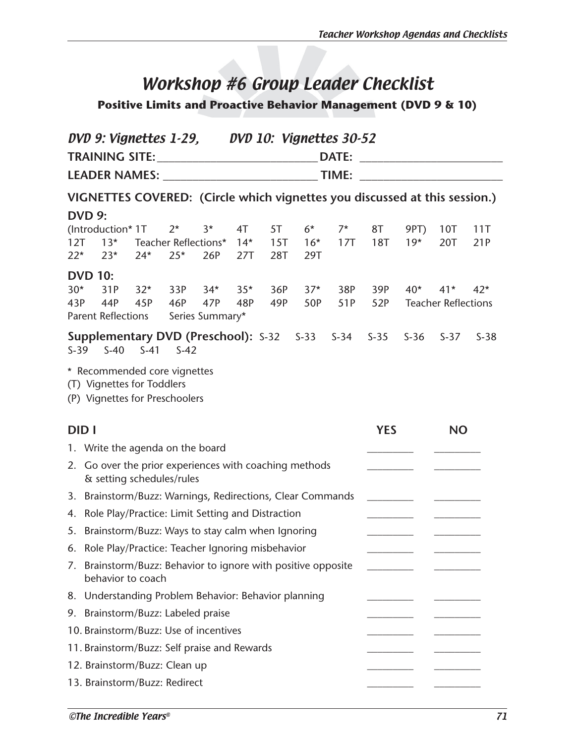# Workshop #6 Group Leader Checklist

**Positive Limits and Proactive Behavior Management (DVD 9 & 10)**

*DVD 9: Vignettes 1-29,     DVD 10: Vignettes 30-52*

**TRAINING SITE:** ____________________________ **DATE:** _________________________

**LEADER NAMES:** ___________________________ **TIME:** _________________________

**VIGNETTES COVERED: (Circle which vignettes you discussed at this session.)**

**DVD 9:**

(Introduction* 1T 2* 3* 4T 5T 6* 7* 8T 9PT) 10T 11T
12T 13* Teacher Reflections* 14* 15T 16* 17T 18T 19* 20T 21P
22* 23* 24* 25* 26P 27T 28T 29T

**DVD 10:**

30* 31P 32* 33P 34* 35* 36P 37* 38P 39P 40* 41* 42*
43P 44P 45P 46P 47P 48P 49P 50P 51P 52P Teacher Reflections
Parent Reflections Series Summary*

**Supplementary DVD (Preschool):** S-32 S-33 S-34 S-35 S-36 S-37 S-38
S-39 S-40 S-41 S-42

\* Recommended core vignettes
(T) Vignettes for Toddlers
(P) Vignettes for Preschoolers

| DID I | YES | NO |
|---|---|---|
| 1. Write the agenda on the board | _________ | _________ |
| 2. Go over the prior experiences with coaching methods & setting schedules/rules | _________ | _________ |
| 3. Brainstorm/Buzz: Warnings, Redirections, Clear Commands | _________ | _________ |
| 4. Role Play/Practice: Limit Setting and Distraction | _________ | _________ |
| 5. Brainstorm/Buzz: Ways to stay calm when Ignoring | _________ | _________ |
| 6. Role Play/Practice: Teacher Ignoring misbehavior | _________ | _________ |
| 7. Brainstorm/Buzz: Behavior to ignore with positive opposite behavior to coach | _________ | _________ |
| 8. Understanding Problem Behavior: Behavior planning | _________ | _________ |
| 9. Brainstorm/Buzz: Labeled praise | _________ | _________ |
| 10. Brainstorm/Buzz: Use of incentives | _________ | _________ |
| 11. Brainstorm/Buzz: Self praise and Rewards | _________ | _________ |
| 12. Brainstorm/Buzz: Clean up | _________ | _________ |
| 13. Brainstorm/Buzz: Redirect | _________ | _________ |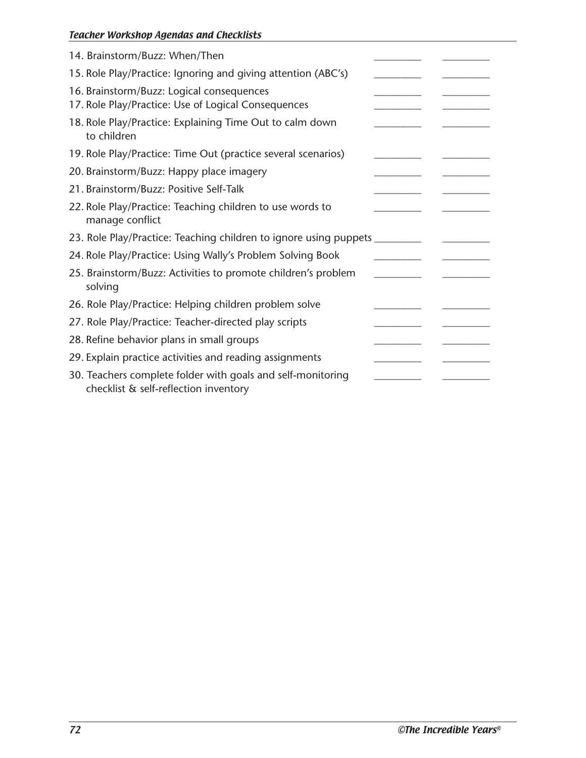14. Brainstorm/Buzz: When/Then \_\_\_\_\_\_\_\_\_ \_\_\_\_\_\_\_\_\_
15. Role Play/Practice: Ignoring and giving attention (ABC's) \_\_\_\_\_\_\_\_\_ \_\_\_\_\_\_\_\_\_
16. Brainstorm/Buzz: Logical consequences \_\_\_\_\_\_\_\_\_ \_\_\_\_\_\_\_\_\_
17. Role Play/Practice: Use of Logical Consequences \_\_\_\_\_\_\_\_\_ \_\_\_\_\_\_\_\_\_
18. Role Play/Practice: Explaining Time Out to calm down to children \_\_\_\_\_\_\_\_\_ \_\_\_\_\_\_\_\_\_
19. Role Play/Practice: Time Out (practice several scenarios) \_\_\_\_\_\_\_\_\_ \_\_\_\_\_\_\_\_\_
20. Brainstorm/Buzz: Happy place imagery \_\_\_\_\_\_\_\_\_ \_\_\_\_\_\_\_\_\_
21. Brainstorm/Buzz: Positive Self-Talk \_\_\_\_\_\_\_\_\_ \_\_\_\_\_\_\_\_\_
22. Role Play/Practice: Teaching children to use words to manage conflict \_\_\_\_\_\_\_\_\_ \_\_\_\_\_\_\_\_\_
23. Role Play/Practice: Teaching children to ignore using puppets \_\_\_\_\_\_\_\_\_ \_\_\_\_\_\_\_\_\_
24. Role Play/Practice: Using Wally's Problem Solving Book \_\_\_\_\_\_\_\_\_ \_\_\_\_\_\_\_\_\_
25. Brainstorm/Buzz: Activities to promote children's problem solving \_\_\_\_\_\_\_\_\_ \_\_\_\_\_\_\_\_\_
26. Role Play/Practice: Helping children problem solve \_\_\_\_\_\_\_\_\_ \_\_\_\_\_\_\_\_\_
27. Role Play/Practice: Teacher-directed play scripts \_\_\_\_\_\_\_\_\_ \_\_\_\_\_\_\_\_\_
28. Refine behavior plans in small groups \_\_\_\_\_\_\_\_\_ \_\_\_\_\_\_\_\_\_
29. Explain practice activities and reading assignments \_\_\_\_\_\_\_\_\_ \_\_\_\_\_\_\_\_\_
30. Teachers complete folder with goals and self-monitoring checklist & self-reflection inventory \_\_\_\_\_\_\_\_\_ \_\_\_\_\_\_\_\_\_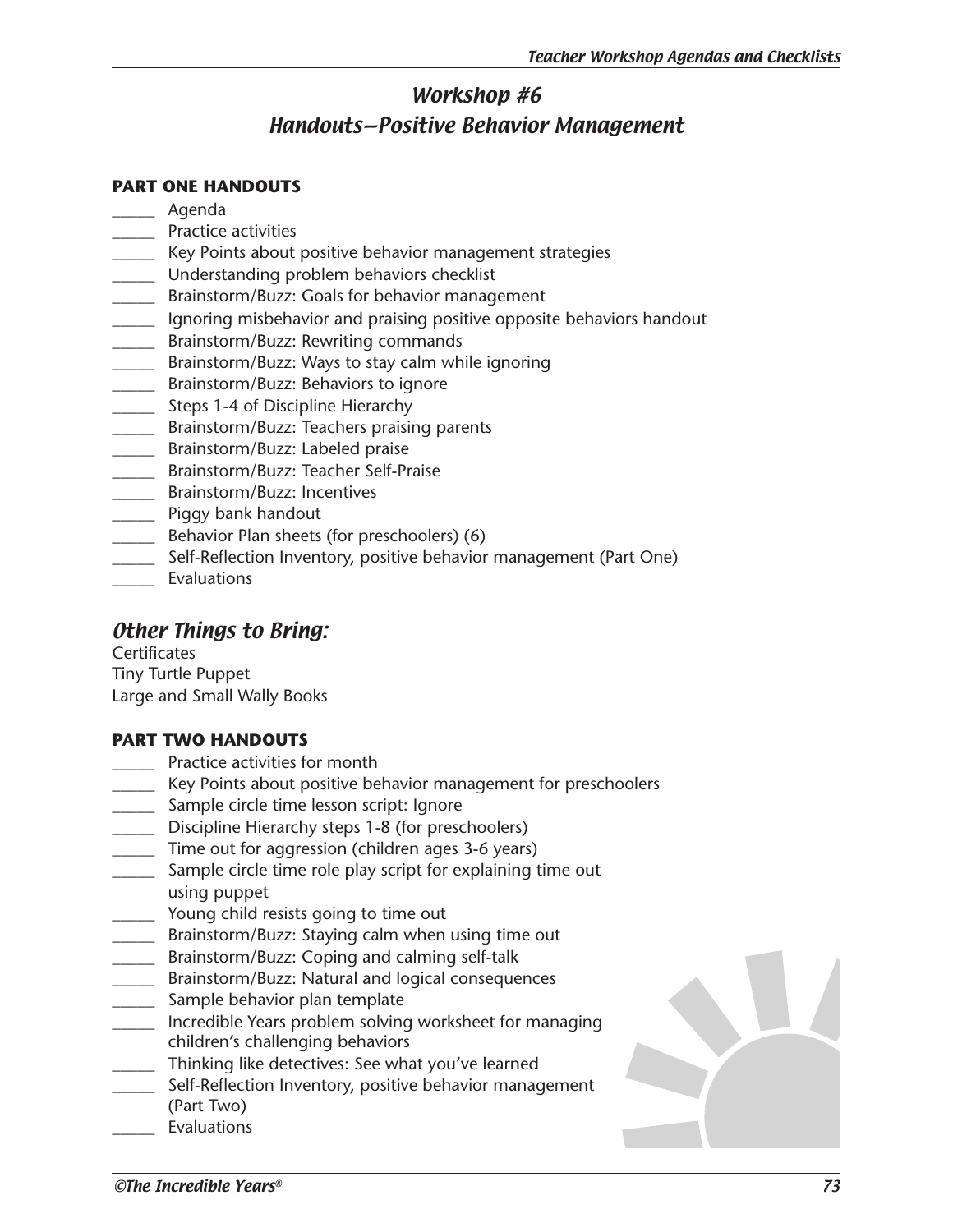## *Workshop #6*
## *Handouts—Positive Behavior Management*

**PART ONE HANDOUTS**

_____ Agenda
_____ Practice activities
_____ Key Points about positive behavior management strategies
_____ Understanding problem behaviors checklist
_____ Brainstorm/Buzz: Goals for behavior management
_____ Ignoring misbehavior and praising positive opposite behaviors handout
_____ Brainstorm/Buzz: Rewriting commands
_____ Brainstorm/Buzz: Ways to stay calm while ignoring
_____ Brainstorm/Buzz: Behaviors to ignore
_____ Steps 1-4 of Discipline Hierarchy
_____ Brainstorm/Buzz: Teachers praising parents
_____ Brainstorm/Buzz: Labeled praise
_____ Brainstorm/Buzz: Teacher Self-Praise
_____ Brainstorm/Buzz: Incentives
_____ Piggy bank handout
_____ Behavior Plan sheets (for preschoolers) (6)
_____ Self-Reflection Inventory, positive behavior management (Part One)
_____ Evaluations

### *Other Things to Bring:*

Certificates
Tiny Turtle Puppet
Large and Small Wally Books

**PART TWO HANDOUTS**

_____ Practice activities for month
_____ Key Points about positive behavior management for preschoolers
_____ Sample circle time lesson script: Ignore
_____ Discipline Hierarchy steps 1-8 (for preschoolers)
_____ Time out for aggression (children ages 3-6 years)
_____ Sample circle time role play script for explaining time out using puppet
_____ Young child resists going to time out
_____ Brainstorm/Buzz: Staying calm when using time out
_____ Brainstorm/Buzz: Coping and calming self-talk
_____ Brainstorm/Buzz: Natural and logical consequences
_____ Sample behavior plan template
_____ Incredible Years problem solving worksheet for managing children's challenging behaviors
_____ Thinking like detectives: See what you've learned
_____ Self-Reflection Inventory, positive behavior management (Part Two)
_____ Evaluations